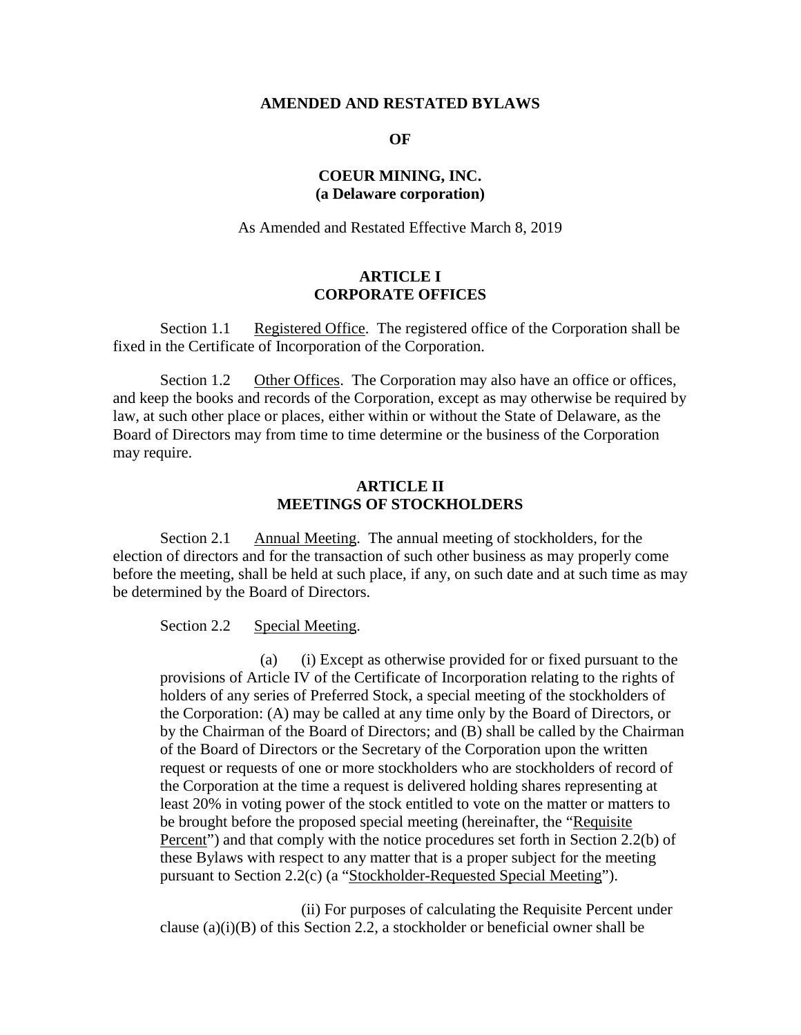# AMENDED AND RESTATED BYLAWS

# OF

# COEUR MINING, INC.
**(a Delaware corporation)**

As Amended and Restated Effective March 8, 2019

## ARTICLE I
## CORPORATE OFFICES

Section 1.1 Registered Office. The registered office of the Corporation shall be fixed in the Certificate of Incorporation of the Corporation.

Section 1.2 Other Offices. The Corporation may also have an office or offices, and keep the books and records of the Corporation, except as may otherwise be required by law, at such other place or places, either within or without the State of Delaware, as the Board of Directors may from time to time determine or the business of the Corporation may require.

## ARTICLE II
## MEETINGS OF STOCKHOLDERS

Section 2.1 Annual Meeting. The annual meeting of stockholders, for the election of directors and for the transaction of such other business as may properly come before the meeting, shall be held at such place, if any, on such date and at such time as may be determined by the Board of Directors.

Section 2.2 Special Meeting.

(a) (i) Except as otherwise provided for or fixed pursuant to the provisions of Article IV of the Certificate of Incorporation relating to the rights of holders of any series of Preferred Stock, a special meeting of the stockholders of the Corporation: (A) may be called at any time only by the Board of Directors, or by the Chairman of the Board of Directors; and (B) shall be called by the Chairman of the Board of Directors or the Secretary of the Corporation upon the written request or requests of one or more stockholders who are stockholders of record of the Corporation at the time a request is delivered holding shares representing at least 20% in voting power of the stock entitled to vote on the matter or matters to be brought before the proposed special meeting (hereinafter, the "Requisite Percent") and that comply with the notice procedures set forth in Section 2.2(b) of these Bylaws with respect to any matter that is a proper subject for the meeting pursuant to Section 2.2(c) (a "Stockholder-Requested Special Meeting").

(ii) For purposes of calculating the Requisite Percent under clause (a)(i)(B) of this Section 2.2, a stockholder or beneficial owner shall be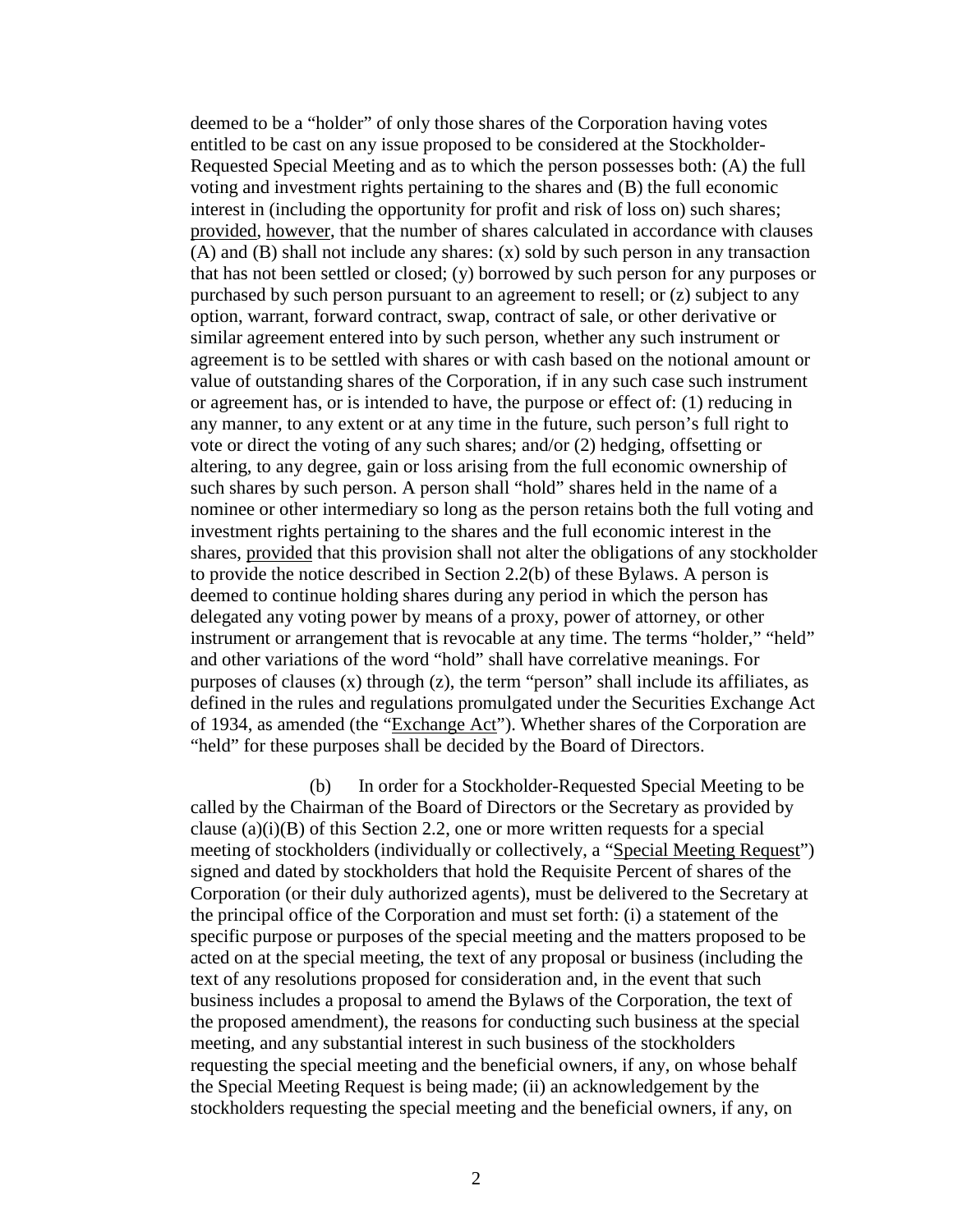deemed to be a "holder" of only those shares of the Corporation having votes entitled to be cast on any issue proposed to be considered at the Stockholder-Requested Special Meeting and as to which the person possesses both: (A) the full voting and investment rights pertaining to the shares and (B) the full economic interest in (including the opportunity for profit and risk of loss on) such shares; provided, however, that the number of shares calculated in accordance with clauses (A) and (B) shall not include any shares: (x) sold by such person in any transaction that has not been settled or closed; (y) borrowed by such person for any purposes or purchased by such person pursuant to an agreement to resell; or (z) subject to any option, warrant, forward contract, swap, contract of sale, or other derivative or similar agreement entered into by such person, whether any such instrument or agreement is to be settled with shares or with cash based on the notional amount or value of outstanding shares of the Corporation, if in any such case such instrument or agreement has, or is intended to have, the purpose or effect of: (1) reducing in any manner, to any extent or at any time in the future, such person's full right to vote or direct the voting of any such shares; and/or (2) hedging, offsetting or altering, to any degree, gain or loss arising from the full economic ownership of such shares by such person. A person shall "hold" shares held in the name of a nominee or other intermediary so long as the person retains both the full voting and investment rights pertaining to the shares and the full economic interest in the shares, provided that this provision shall not alter the obligations of any stockholder to provide the notice described in Section 2.2(b) of these Bylaws. A person is deemed to continue holding shares during any period in which the person has delegated any voting power by means of a proxy, power of attorney, or other instrument or arrangement that is revocable at any time. The terms "holder," "held" and other variations of the word "hold" shall have correlative meanings. For purposes of clauses (x) through (z), the term "person" shall include its affiliates, as defined in the rules and regulations promulgated under the Securities Exchange Act of 1934, as amended (the "Exchange Act"). Whether shares of the Corporation are "held" for these purposes shall be decided by the Board of Directors.

(b) In order for a Stockholder-Requested Special Meeting to be called by the Chairman of the Board of Directors or the Secretary as provided by clause (a)(i)(B) of this Section 2.2, one or more written requests for a special meeting of stockholders (individually or collectively, a "Special Meeting Request") signed and dated by stockholders that hold the Requisite Percent of shares of the Corporation (or their duly authorized agents), must be delivered to the Secretary at the principal office of the Corporation and must set forth: (i) a statement of the specific purpose or purposes of the special meeting and the matters proposed to be acted on at the special meeting, the text of any proposal or business (including the text of any resolutions proposed for consideration and, in the event that such business includes a proposal to amend the Bylaws of the Corporation, the text of the proposed amendment), the reasons for conducting such business at the special meeting, and any substantial interest in such business of the stockholders requesting the special meeting and the beneficial owners, if any, on whose behalf the Special Meeting Request is being made; (ii) an acknowledgement by the stockholders requesting the special meeting and the beneficial owners, if any, on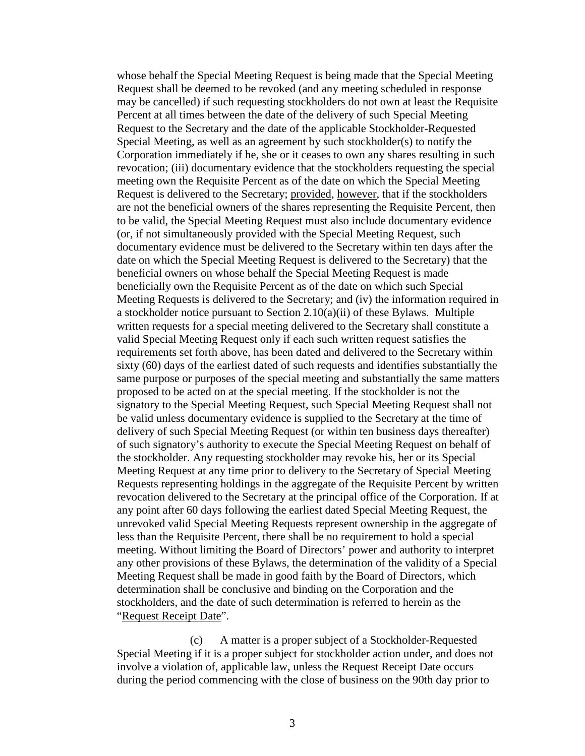whose behalf the Special Meeting Request is being made that the Special Meeting Request shall be deemed to be revoked (and any meeting scheduled in response may be cancelled) if such requesting stockholders do not own at least the Requisite Percent at all times between the date of the delivery of such Special Meeting Request to the Secretary and the date of the applicable Stockholder-Requested Special Meeting, as well as an agreement by such stockholder(s) to notify the Corporation immediately if he, she or it ceases to own any shares resulting in such revocation; (iii) documentary evidence that the stockholders requesting the special meeting own the Requisite Percent as of the date on which the Special Meeting Request is delivered to the Secretary; provided, however, that if the stockholders are not the beneficial owners of the shares representing the Requisite Percent, then to be valid, the Special Meeting Request must also include documentary evidence (or, if not simultaneously provided with the Special Meeting Request, such documentary evidence must be delivered to the Secretary within ten days after the date on which the Special Meeting Request is delivered to the Secretary) that the beneficial owners on whose behalf the Special Meeting Request is made beneficially own the Requisite Percent as of the date on which such Special Meeting Requests is delivered to the Secretary; and (iv) the information required in a stockholder notice pursuant to Section 2.10(a)(ii) of these Bylaws. Multiple written requests for a special meeting delivered to the Secretary shall constitute a valid Special Meeting Request only if each such written request satisfies the requirements set forth above, has been dated and delivered to the Secretary within sixty (60) days of the earliest dated of such requests and identifies substantially the same purpose or purposes of the special meeting and substantially the same matters proposed to be acted on at the special meeting. If the stockholder is not the signatory to the Special Meeting Request, such Special Meeting Request shall not be valid unless documentary evidence is supplied to the Secretary at the time of delivery of such Special Meeting Request (or within ten business days thereafter) of such signatory's authority to execute the Special Meeting Request on behalf of the stockholder. Any requesting stockholder may revoke his, her or its Special Meeting Request at any time prior to delivery to the Secretary of Special Meeting Requests representing holdings in the aggregate of the Requisite Percent by written revocation delivered to the Secretary at the principal office of the Corporation. If at any point after 60 days following the earliest dated Special Meeting Request, the unrevoked valid Special Meeting Requests represent ownership in the aggregate of less than the Requisite Percent, there shall be no requirement to hold a special meeting. Without limiting the Board of Directors' power and authority to interpret any other provisions of these Bylaws, the determination of the validity of a Special Meeting Request shall be made in good faith by the Board of Directors, which determination shall be conclusive and binding on the Corporation and the stockholders, and the date of such determination is referred to herein as the "Request Receipt Date".

(c) A matter is a proper subject of a Stockholder-Requested Special Meeting if it is a proper subject for stockholder action under, and does not involve a violation of, applicable law, unless the Request Receipt Date occurs during the period commencing with the close of business on the 90th day prior to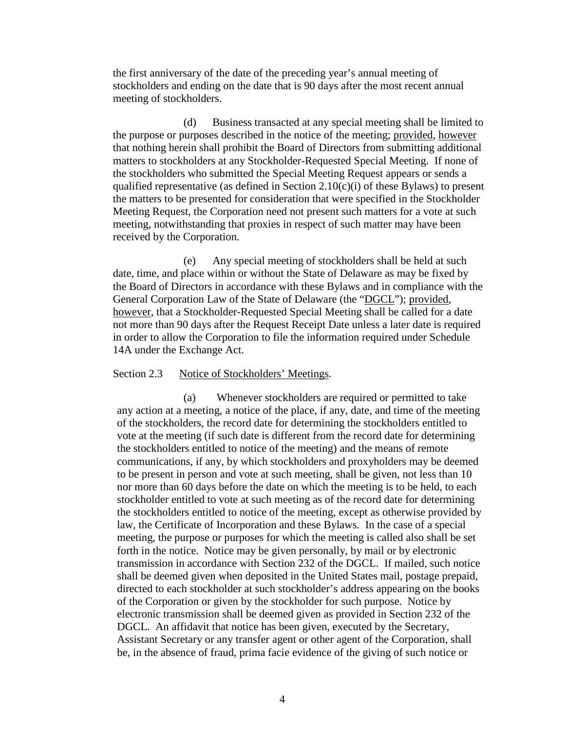the first anniversary of the date of the preceding year's annual meeting of stockholders and ending on the date that is 90 days after the most recent annual meeting of stockholders.

(d) Business transacted at any special meeting shall be limited to the purpose or purposes described in the notice of the meeting; provided, however that nothing herein shall prohibit the Board of Directors from submitting additional matters to stockholders at any Stockholder-Requested Special Meeting. If none of the stockholders who submitted the Special Meeting Request appears or sends a qualified representative (as defined in Section 2.10(c)(i) of these Bylaws) to present the matters to be presented for consideration that were specified in the Stockholder Meeting Request, the Corporation need not present such matters for a vote at such meeting, notwithstanding that proxies in respect of such matter may have been received by the Corporation.

(e) Any special meeting of stockholders shall be held at such date, time, and place within or without the State of Delaware as may be fixed by the Board of Directors in accordance with these Bylaws and in compliance with the General Corporation Law of the State of Delaware (the "DGCL"); provided, however, that a Stockholder-Requested Special Meeting shall be called for a date not more than 90 days after the Request Receipt Date unless a later date is required in order to allow the Corporation to file the information required under Schedule 14A under the Exchange Act.

Section 2.3 Notice of Stockholders' Meetings.

(a) Whenever stockholders are required or permitted to take any action at a meeting, a notice of the place, if any, date, and time of the meeting of the stockholders, the record date for determining the stockholders entitled to vote at the meeting (if such date is different from the record date for determining the stockholders entitled to notice of the meeting) and the means of remote communications, if any, by which stockholders and proxyholders may be deemed to be present in person and vote at such meeting, shall be given, not less than 10 nor more than 60 days before the date on which the meeting is to be held, to each stockholder entitled to vote at such meeting as of the record date for determining the stockholders entitled to notice of the meeting, except as otherwise provided by law, the Certificate of Incorporation and these Bylaws. In the case of a special meeting, the purpose or purposes for which the meeting is called also shall be set forth in the notice. Notice may be given personally, by mail or by electronic transmission in accordance with Section 232 of the DGCL. If mailed, such notice shall be deemed given when deposited in the United States mail, postage prepaid, directed to each stockholder at such stockholder's address appearing on the books of the Corporation or given by the stockholder for such purpose. Notice by electronic transmission shall be deemed given as provided in Section 232 of the DGCL. An affidavit that notice has been given, executed by the Secretary, Assistant Secretary or any transfer agent or other agent of the Corporation, shall be, in the absence of fraud, prima facie evidence of the giving of such notice or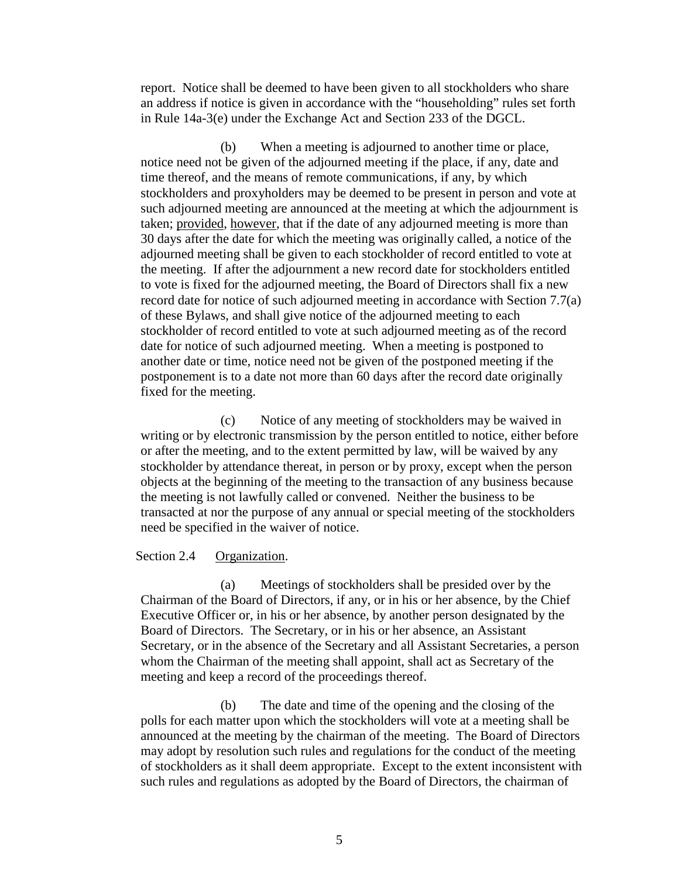report. Notice shall be deemed to have been given to all stockholders who share an address if notice is given in accordance with the "householding" rules set forth in Rule 14a-3(e) under the Exchange Act and Section 233 of the DGCL.

(b) When a meeting is adjourned to another time or place, notice need not be given of the adjourned meeting if the place, if any, date and time thereof, and the means of remote communications, if any, by which stockholders and proxyholders may be deemed to be present in person and vote at such adjourned meeting are announced at the meeting at which the adjournment is taken; provided, however, that if the date of any adjourned meeting is more than 30 days after the date for which the meeting was originally called, a notice of the adjourned meeting shall be given to each stockholder of record entitled to vote at the meeting. If after the adjournment a new record date for stockholders entitled to vote is fixed for the adjourned meeting, the Board of Directors shall fix a new record date for notice of such adjourned meeting in accordance with Section 7.7(a) of these Bylaws, and shall give notice of the adjourned meeting to each stockholder of record entitled to vote at such adjourned meeting as of the record date for notice of such adjourned meeting. When a meeting is postponed to another date or time, notice need not be given of the postponed meeting if the postponement is to a date not more than 60 days after the record date originally fixed for the meeting.

(c) Notice of any meeting of stockholders may be waived in writing or by electronic transmission by the person entitled to notice, either before or after the meeting, and to the extent permitted by law, will be waived by any stockholder by attendance thereat, in person or by proxy, except when the person objects at the beginning of the meeting to the transaction of any business because the meeting is not lawfully called or convened. Neither the business to be transacted at nor the purpose of any annual or special meeting of the stockholders need be specified in the waiver of notice.

Section 2.4 Organization.

(a) Meetings of stockholders shall be presided over by the Chairman of the Board of Directors, if any, or in his or her absence, by the Chief Executive Officer or, in his or her absence, by another person designated by the Board of Directors. The Secretary, or in his or her absence, an Assistant Secretary, or in the absence of the Secretary and all Assistant Secretaries, a person whom the Chairman of the meeting shall appoint, shall act as Secretary of the meeting and keep a record of the proceedings thereof.

(b) The date and time of the opening and the closing of the polls for each matter upon which the stockholders will vote at a meeting shall be announced at the meeting by the chairman of the meeting. The Board of Directors may adopt by resolution such rules and regulations for the conduct of the meeting of stockholders as it shall deem appropriate. Except to the extent inconsistent with such rules and regulations as adopted by the Board of Directors, the chairman of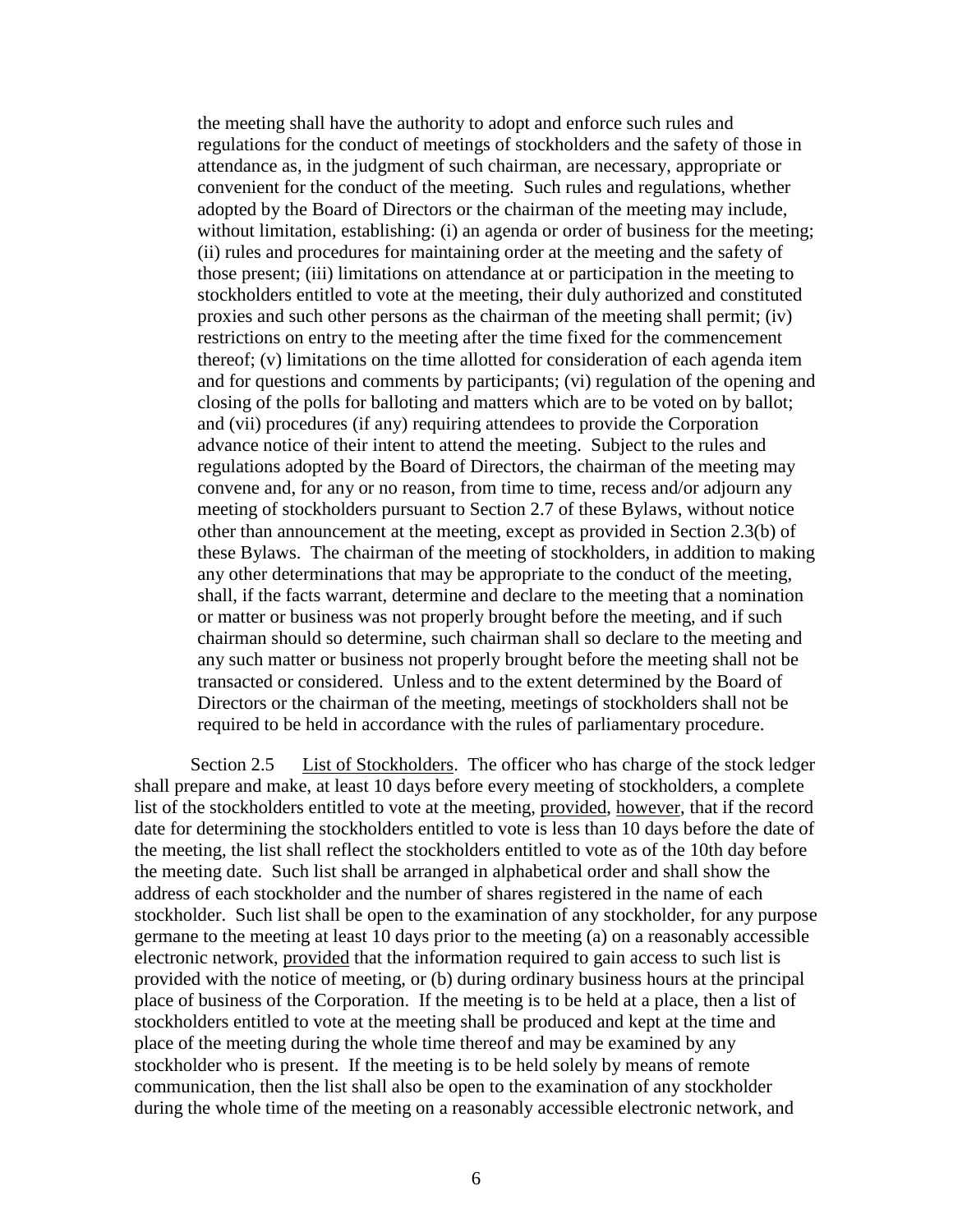the meeting shall have the authority to adopt and enforce such rules and regulations for the conduct of meetings of stockholders and the safety of those in attendance as, in the judgment of such chairman, are necessary, appropriate or convenient for the conduct of the meeting. Such rules and regulations, whether adopted by the Board of Directors or the chairman of the meeting may include, without limitation, establishing: (i) an agenda or order of business for the meeting; (ii) rules and procedures for maintaining order at the meeting and the safety of those present; (iii) limitations on attendance at or participation in the meeting to stockholders entitled to vote at the meeting, their duly authorized and constituted proxies and such other persons as the chairman of the meeting shall permit; (iv) restrictions on entry to the meeting after the time fixed for the commencement thereof; (v) limitations on the time allotted for consideration of each agenda item and for questions and comments by participants; (vi) regulation of the opening and closing of the polls for balloting and matters which are to be voted on by ballot; and (vii) procedures (if any) requiring attendees to provide the Corporation advance notice of their intent to attend the meeting. Subject to the rules and regulations adopted by the Board of Directors, the chairman of the meeting may convene and, for any or no reason, from time to time, recess and/or adjourn any meeting of stockholders pursuant to Section 2.7 of these Bylaws, without notice other than announcement at the meeting, except as provided in Section 2.3(b) of these Bylaws. The chairman of the meeting of stockholders, in addition to making any other determinations that may be appropriate to the conduct of the meeting, shall, if the facts warrant, determine and declare to the meeting that a nomination or matter or business was not properly brought before the meeting, and if such chairman should so determine, such chairman shall so declare to the meeting and any such matter or business not properly brought before the meeting shall not be transacted or considered. Unless and to the extent determined by the Board of Directors or the chairman of the meeting, meetings of stockholders shall not be required to be held in accordance with the rules of parliamentary procedure.

Section 2.5 List of Stockholders. The officer who has charge of the stock ledger shall prepare and make, at least 10 days before every meeting of stockholders, a complete list of the stockholders entitled to vote at the meeting, provided, however, that if the record date for determining the stockholders entitled to vote is less than 10 days before the date of the meeting, the list shall reflect the stockholders entitled to vote as of the 10th day before the meeting date. Such list shall be arranged in alphabetical order and shall show the address of each stockholder and the number of shares registered in the name of each stockholder. Such list shall be open to the examination of any stockholder, for any purpose germane to the meeting at least 10 days prior to the meeting (a) on a reasonably accessible electronic network, provided that the information required to gain access to such list is provided with the notice of meeting, or (b) during ordinary business hours at the principal place of business of the Corporation. If the meeting is to be held at a place, then a list of stockholders entitled to vote at the meeting shall be produced and kept at the time and place of the meeting during the whole time thereof and may be examined by any stockholder who is present. If the meeting is to be held solely by means of remote communication, then the list shall also be open to the examination of any stockholder during the whole time of the meeting on a reasonably accessible electronic network, and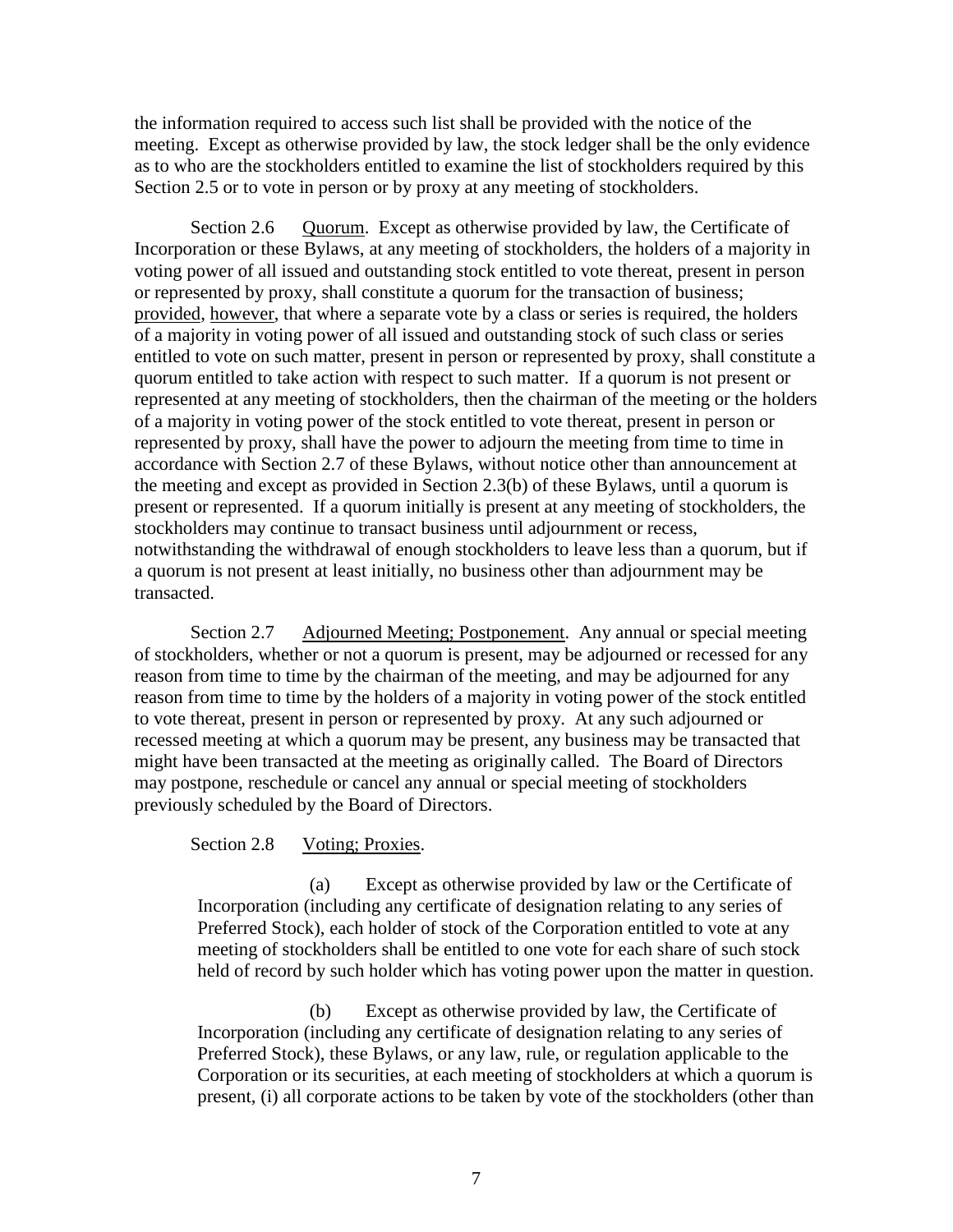the information required to access such list shall be provided with the notice of the meeting. Except as otherwise provided by law, the stock ledger shall be the only evidence as to who are the stockholders entitled to examine the list of stockholders required by this Section 2.5 or to vote in person or by proxy at any meeting of stockholders.

Section 2.6 Quorum. Except as otherwise provided by law, the Certificate of Incorporation or these Bylaws, at any meeting of stockholders, the holders of a majority in voting power of all issued and outstanding stock entitled to vote thereat, present in person or represented by proxy, shall constitute a quorum for the transaction of business; provided, however, that where a separate vote by a class or series is required, the holders of a majority in voting power of all issued and outstanding stock of such class or series entitled to vote on such matter, present in person or represented by proxy, shall constitute a quorum entitled to take action with respect to such matter. If a quorum is not present or represented at any meeting of stockholders, then the chairman of the meeting or the holders of a majority in voting power of the stock entitled to vote thereat, present in person or represented by proxy, shall have the power to adjourn the meeting from time to time in accordance with Section 2.7 of these Bylaws, without notice other than announcement at the meeting and except as provided in Section 2.3(b) of these Bylaws, until a quorum is present or represented. If a quorum initially is present at any meeting of stockholders, the stockholders may continue to transact business until adjournment or recess, notwithstanding the withdrawal of enough stockholders to leave less than a quorum, but if a quorum is not present at least initially, no business other than adjournment may be transacted.

Section 2.7 Adjourned Meeting; Postponement. Any annual or special meeting of stockholders, whether or not a quorum is present, may be adjourned or recessed for any reason from time to time by the chairman of the meeting, and may be adjourned for any reason from time to time by the holders of a majority in voting power of the stock entitled to vote thereat, present in person or represented by proxy. At any such adjourned or recessed meeting at which a quorum may be present, any business may be transacted that might have been transacted at the meeting as originally called. The Board of Directors may postpone, reschedule or cancel any annual or special meeting of stockholders previously scheduled by the Board of Directors.

Section 2.8 Voting; Proxies.

(a) Except as otherwise provided by law or the Certificate of Incorporation (including any certificate of designation relating to any series of Preferred Stock), each holder of stock of the Corporation entitled to vote at any meeting of stockholders shall be entitled to one vote for each share of such stock held of record by such holder which has voting power upon the matter in question.

(b) Except as otherwise provided by law, the Certificate of Incorporation (including any certificate of designation relating to any series of Preferred Stock), these Bylaws, or any law, rule, or regulation applicable to the Corporation or its securities, at each meeting of stockholders at which a quorum is present, (i) all corporate actions to be taken by vote of the stockholders (other than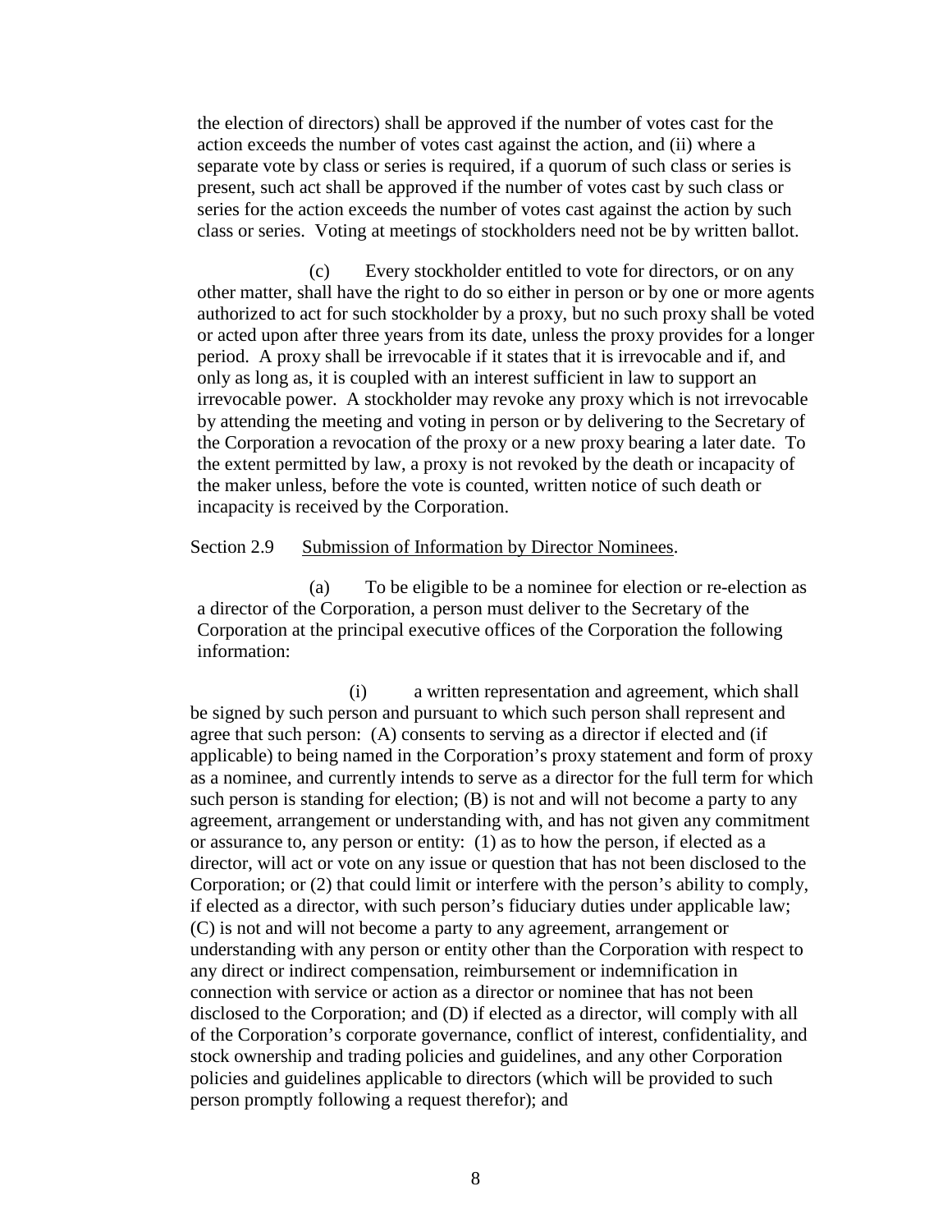the election of directors) shall be approved if the number of votes cast for the action exceeds the number of votes cast against the action, and (ii) where a separate vote by class or series is required, if a quorum of such class or series is present, such act shall be approved if the number of votes cast by such class or series for the action exceeds the number of votes cast against the action by such class or series. Voting at meetings of stockholders need not be by written ballot.

(c) Every stockholder entitled to vote for directors, or on any other matter, shall have the right to do so either in person or by one or more agents authorized to act for such stockholder by a proxy, but no such proxy shall be voted or acted upon after three years from its date, unless the proxy provides for a longer period. A proxy shall be irrevocable if it states that it is irrevocable and if, and only as long as, it is coupled with an interest sufficient in law to support an irrevocable power. A stockholder may revoke any proxy which is not irrevocable by attending the meeting and voting in person or by delivering to the Secretary of the Corporation a revocation of the proxy or a new proxy bearing a later date. To the extent permitted by law, a proxy is not revoked by the death or incapacity of the maker unless, before the vote is counted, written notice of such death or incapacity is received by the Corporation.

Section 2.9 Submission of Information by Director Nominees.

(a) To be eligible to be a nominee for election or re-election as a director of the Corporation, a person must deliver to the Secretary of the Corporation at the principal executive offices of the Corporation the following information:

(i) a written representation and agreement, which shall be signed by such person and pursuant to which such person shall represent and agree that such person: (A) consents to serving as a director if elected and (if applicable) to being named in the Corporation's proxy statement and form of proxy as a nominee, and currently intends to serve as a director for the full term for which such person is standing for election; (B) is not and will not become a party to any agreement, arrangement or understanding with, and has not given any commitment or assurance to, any person or entity: (1) as to how the person, if elected as a director, will act or vote on any issue or question that has not been disclosed to the Corporation; or (2) that could limit or interfere with the person's ability to comply, if elected as a director, with such person's fiduciary duties under applicable law; (C) is not and will not become a party to any agreement, arrangement or understanding with any person or entity other than the Corporation with respect to any direct or indirect compensation, reimbursement or indemnification in connection with service or action as a director or nominee that has not been disclosed to the Corporation; and (D) if elected as a director, will comply with all of the Corporation's corporate governance, conflict of interest, confidentiality, and stock ownership and trading policies and guidelines, and any other Corporation policies and guidelines applicable to directors (which will be provided to such person promptly following a request therefor); and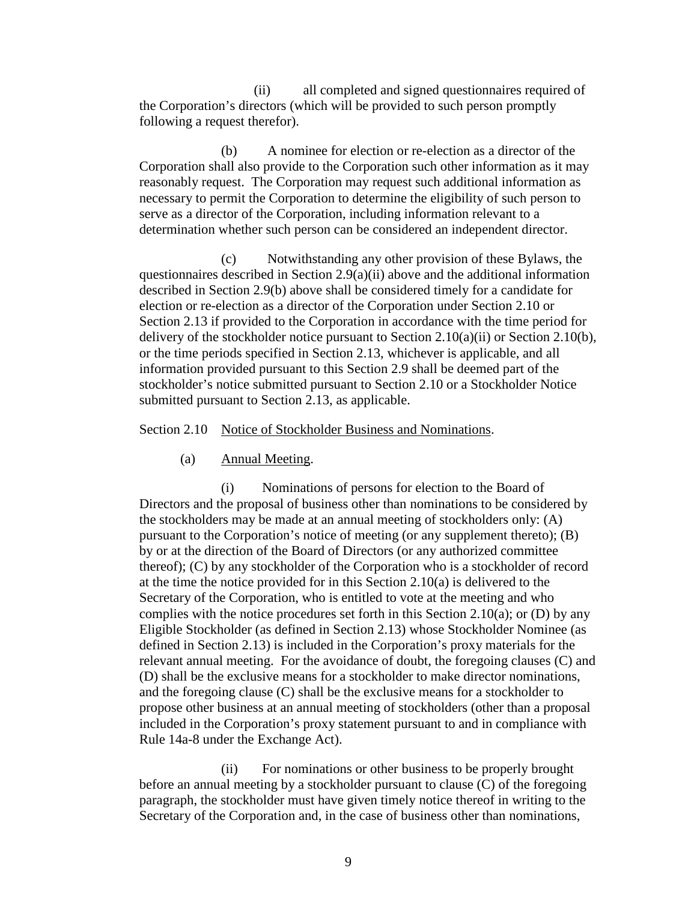(ii) all completed and signed questionnaires required of the Corporation's directors (which will be provided to such person promptly following a request therefor).

(b) A nominee for election or re-election as a director of the Corporation shall also provide to the Corporation such other information as it may reasonably request. The Corporation may request such additional information as necessary to permit the Corporation to determine the eligibility of such person to serve as a director of the Corporation, including information relevant to a determination whether such person can be considered an independent director.

(c) Notwithstanding any other provision of these Bylaws, the questionnaires described in Section 2.9(a)(ii) above and the additional information described in Section 2.9(b) above shall be considered timely for a candidate for election or re-election as a director of the Corporation under Section 2.10 or Section 2.13 if provided to the Corporation in accordance with the time period for delivery of the stockholder notice pursuant to Section 2.10(a)(ii) or Section 2.10(b), or the time periods specified in Section 2.13, whichever is applicable, and all information provided pursuant to this Section 2.9 shall be deemed part of the stockholder's notice submitted pursuant to Section 2.10 or a Stockholder Notice submitted pursuant to Section 2.13, as applicable.

Section 2.10 Notice of Stockholder Business and Nominations.

(a) Annual Meeting.

(i) Nominations of persons for election to the Board of Directors and the proposal of business other than nominations to be considered by the stockholders may be made at an annual meeting of stockholders only: (A) pursuant to the Corporation's notice of meeting (or any supplement thereto); (B) by or at the direction of the Board of Directors (or any authorized committee thereof); (C) by any stockholder of the Corporation who is a stockholder of record at the time the notice provided for in this Section 2.10(a) is delivered to the Secretary of the Corporation, who is entitled to vote at the meeting and who complies with the notice procedures set forth in this Section 2.10(a); or (D) by any Eligible Stockholder (as defined in Section 2.13) whose Stockholder Nominee (as defined in Section 2.13) is included in the Corporation's proxy materials for the relevant annual meeting. For the avoidance of doubt, the foregoing clauses (C) and (D) shall be the exclusive means for a stockholder to make director nominations, and the foregoing clause (C) shall be the exclusive means for a stockholder to propose other business at an annual meeting of stockholders (other than a proposal included in the Corporation's proxy statement pursuant to and in compliance with Rule 14a-8 under the Exchange Act).

(ii) For nominations or other business to be properly brought before an annual meeting by a stockholder pursuant to clause (C) of the foregoing paragraph, the stockholder must have given timely notice thereof in writing to the Secretary of the Corporation and, in the case of business other than nominations,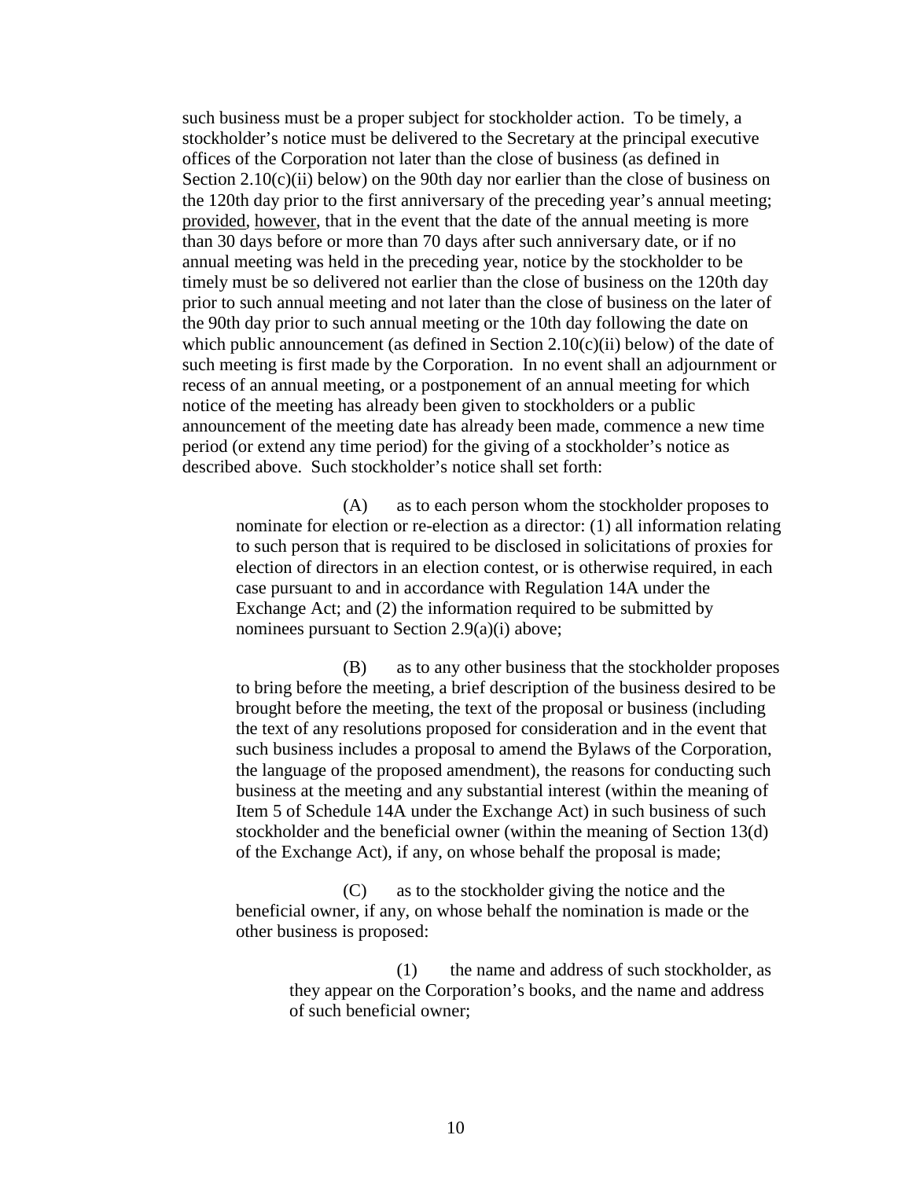such business must be a proper subject for stockholder action. To be timely, a stockholder's notice must be delivered to the Secretary at the principal executive offices of the Corporation not later than the close of business (as defined in Section 2.10(c)(ii) below) on the 90th day nor earlier than the close of business on the 120th day prior to the first anniversary of the preceding year's annual meeting; provided, however, that in the event that the date of the annual meeting is more than 30 days before or more than 70 days after such anniversary date, or if no annual meeting was held in the preceding year, notice by the stockholder to be timely must be so delivered not earlier than the close of business on the 120th day prior to such annual meeting and not later than the close of business on the later of the 90th day prior to such annual meeting or the 10th day following the date on which public announcement (as defined in Section 2.10(c)(ii) below) of the date of such meeting is first made by the Corporation. In no event shall an adjournment or recess of an annual meeting, or a postponement of an annual meeting for which notice of the meeting has already been given to stockholders or a public announcement of the meeting date has already been made, commence a new time period (or extend any time period) for the giving of a stockholder's notice as described above. Such stockholder's notice shall set forth:

(A) as to each person whom the stockholder proposes to nominate for election or re-election as a director: (1) all information relating to such person that is required to be disclosed in solicitations of proxies for election of directors in an election contest, or is otherwise required, in each case pursuant to and in accordance with Regulation 14A under the Exchange Act; and (2) the information required to be submitted by nominees pursuant to Section 2.9(a)(i) above;

(B) as to any other business that the stockholder proposes to bring before the meeting, a brief description of the business desired to be brought before the meeting, the text of the proposal or business (including the text of any resolutions proposed for consideration and in the event that such business includes a proposal to amend the Bylaws of the Corporation, the language of the proposed amendment), the reasons for conducting such business at the meeting and any substantial interest (within the meaning of Item 5 of Schedule 14A under the Exchange Act) in such business of such stockholder and the beneficial owner (within the meaning of Section 13(d) of the Exchange Act), if any, on whose behalf the proposal is made;

(C) as to the stockholder giving the notice and the beneficial owner, if any, on whose behalf the nomination is made or the other business is proposed:

(1) the name and address of such stockholder, as they appear on the Corporation's books, and the name and address of such beneficial owner;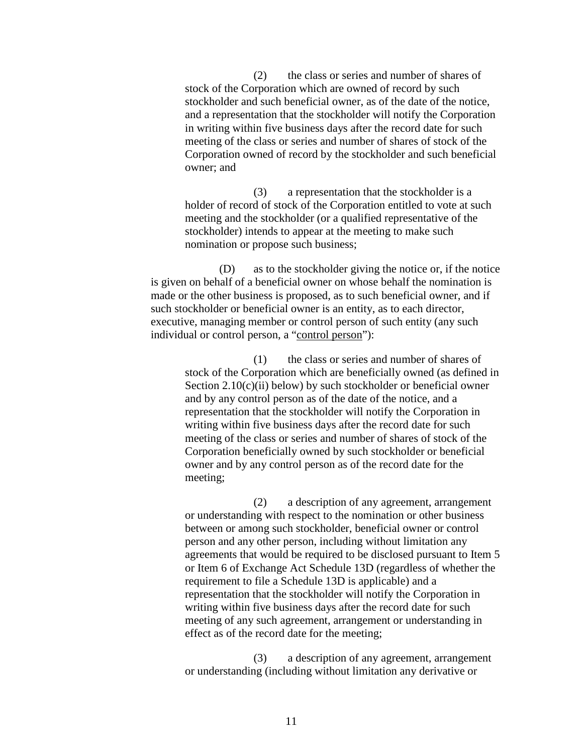(2) the class or series and number of shares of stock of the Corporation which are owned of record by such stockholder and such beneficial owner, as of the date of the notice, and a representation that the stockholder will notify the Corporation in writing within five business days after the record date for such meeting of the class or series and number of shares of stock of the Corporation owned of record by the stockholder and such beneficial owner; and

(3) a representation that the stockholder is a holder of record of stock of the Corporation entitled to vote at such meeting and the stockholder (or a qualified representative of the stockholder) intends to appear at the meeting to make such nomination or propose such business;

(D) as to the stockholder giving the notice or, if the notice is given on behalf of a beneficial owner on whose behalf the nomination is made or the other business is proposed, as to such beneficial owner, and if such stockholder or beneficial owner is an entity, as to each director, executive, managing member or control person of such entity (any such individual or control person, a "control person"):

(1) the class or series and number of shares of stock of the Corporation which are beneficially owned (as defined in Section 2.10(c)(ii) below) by such stockholder or beneficial owner and by any control person as of the date of the notice, and a representation that the stockholder will notify the Corporation in writing within five business days after the record date for such meeting of the class or series and number of shares of stock of the Corporation beneficially owned by such stockholder or beneficial owner and by any control person as of the record date for the meeting;

(2) a description of any agreement, arrangement or understanding with respect to the nomination or other business between or among such stockholder, beneficial owner or control person and any other person, including without limitation any agreements that would be required to be disclosed pursuant to Item 5 or Item 6 of Exchange Act Schedule 13D (regardless of whether the requirement to file a Schedule 13D is applicable) and a representation that the stockholder will notify the Corporation in writing within five business days after the record date for such meeting of any such agreement, arrangement or understanding in effect as of the record date for the meeting;

(3) a description of any agreement, arrangement or understanding (including without limitation any derivative or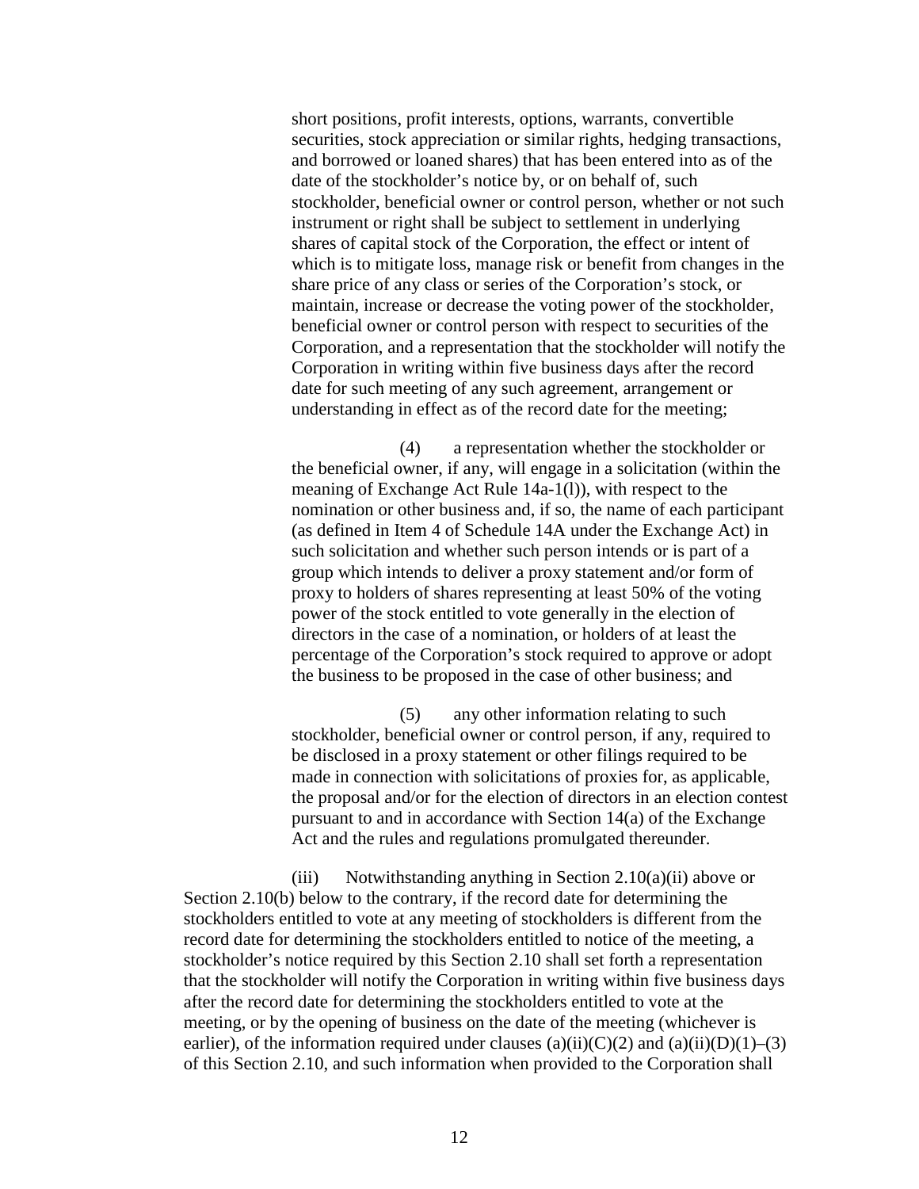short positions, profit interests, options, warrants, convertible securities, stock appreciation or similar rights, hedging transactions, and borrowed or loaned shares) that has been entered into as of the date of the stockholder's notice by, or on behalf of, such stockholder, beneficial owner or control person, whether or not such instrument or right shall be subject to settlement in underlying shares of capital stock of the Corporation, the effect or intent of which is to mitigate loss, manage risk or benefit from changes in the share price of any class or series of the Corporation's stock, or maintain, increase or decrease the voting power of the stockholder, beneficial owner or control person with respect to securities of the Corporation, and a representation that the stockholder will notify the Corporation in writing within five business days after the record date for such meeting of any such agreement, arrangement or understanding in effect as of the record date for the meeting;

(4) a representation whether the stockholder or the beneficial owner, if any, will engage in a solicitation (within the meaning of Exchange Act Rule 14a-1(l)), with respect to the nomination or other business and, if so, the name of each participant (as defined in Item 4 of Schedule 14A under the Exchange Act) in such solicitation and whether such person intends or is part of a group which intends to deliver a proxy statement and/or form of proxy to holders of shares representing at least 50% of the voting power of the stock entitled to vote generally in the election of directors in the case of a nomination, or holders of at least the percentage of the Corporation's stock required to approve or adopt the business to be proposed in the case of other business; and

(5) any other information relating to such stockholder, beneficial owner or control person, if any, required to be disclosed in a proxy statement or other filings required to be made in connection with solicitations of proxies for, as applicable, the proposal and/or for the election of directors in an election contest pursuant to and in accordance with Section 14(a) of the Exchange Act and the rules and regulations promulgated thereunder.

(iii) Notwithstanding anything in Section 2.10(a)(ii) above or Section 2.10(b) below to the contrary, if the record date for determining the stockholders entitled to vote at any meeting of stockholders is different from the record date for determining the stockholders entitled to notice of the meeting, a stockholder's notice required by this Section 2.10 shall set forth a representation that the stockholder will notify the Corporation in writing within five business days after the record date for determining the stockholders entitled to vote at the meeting, or by the opening of business on the date of the meeting (whichever is earlier), of the information required under clauses (a)(ii)(C)(2) and (a)(ii)(D)(1)–(3) of this Section 2.10, and such information when provided to the Corporation shall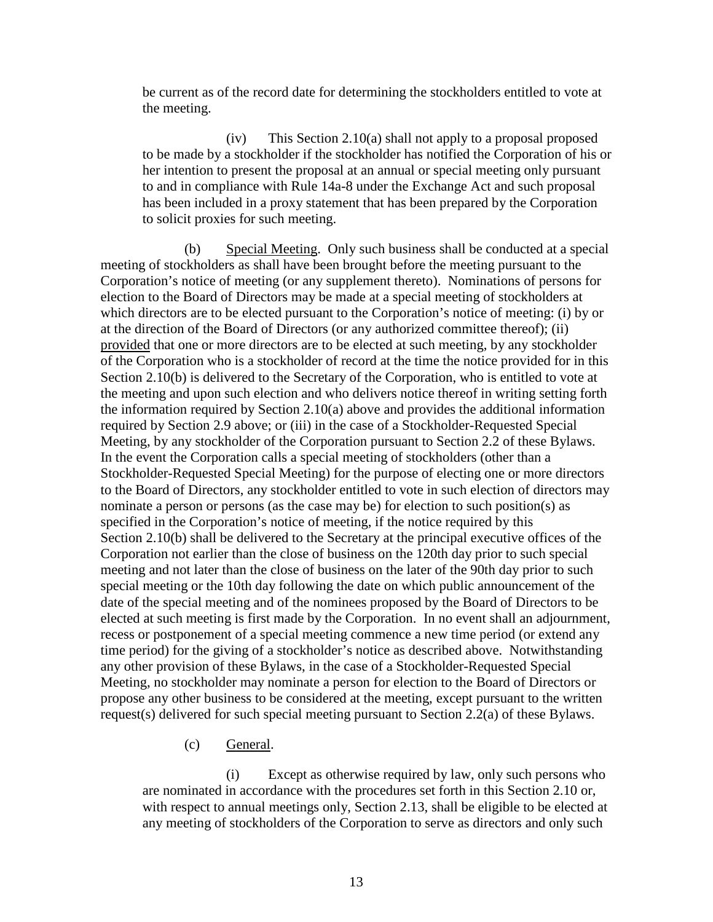be current as of the record date for determining the stockholders entitled to vote at the meeting.

(iv) This Section 2.10(a) shall not apply to a proposal proposed to be made by a stockholder if the stockholder has notified the Corporation of his or her intention to present the proposal at an annual or special meeting only pursuant to and in compliance with Rule 14a-8 under the Exchange Act and such proposal has been included in a proxy statement that has been prepared by the Corporation to solicit proxies for such meeting.

(b) Special Meeting. Only such business shall be conducted at a special meeting of stockholders as shall have been brought before the meeting pursuant to the Corporation's notice of meeting (or any supplement thereto). Nominations of persons for election to the Board of Directors may be made at a special meeting of stockholders at which directors are to be elected pursuant to the Corporation's notice of meeting: (i) by or at the direction of the Board of Directors (or any authorized committee thereof); (ii) provided that one or more directors are to be elected at such meeting, by any stockholder of the Corporation who is a stockholder of record at the time the notice provided for in this Section 2.10(b) is delivered to the Secretary of the Corporation, who is entitled to vote at the meeting and upon such election and who delivers notice thereof in writing setting forth the information required by Section 2.10(a) above and provides the additional information required by Section 2.9 above; or (iii) in the case of a Stockholder-Requested Special Meeting, by any stockholder of the Corporation pursuant to Section 2.2 of these Bylaws. In the event the Corporation calls a special meeting of stockholders (other than a Stockholder-Requested Special Meeting) for the purpose of electing one or more directors to the Board of Directors, any stockholder entitled to vote in such election of directors may nominate a person or persons (as the case may be) for election to such position(s) as specified in the Corporation's notice of meeting, if the notice required by this Section 2.10(b) shall be delivered to the Secretary at the principal executive offices of the Corporation not earlier than the close of business on the 120th day prior to such special meeting and not later than the close of business on the later of the 90th day prior to such special meeting or the 10th day following the date on which public announcement of the date of the special meeting and of the nominees proposed by the Board of Directors to be elected at such meeting is first made by the Corporation. In no event shall an adjournment, recess or postponement of a special meeting commence a new time period (or extend any time period) for the giving of a stockholder's notice as described above. Notwithstanding any other provision of these Bylaws, in the case of a Stockholder-Requested Special Meeting, no stockholder may nominate a person for election to the Board of Directors or propose any other business to be considered at the meeting, except pursuant to the written request(s) delivered for such special meeting pursuant to Section 2.2(a) of these Bylaws.

(c) General.

(i) Except as otherwise required by law, only such persons who are nominated in accordance with the procedures set forth in this Section 2.10 or, with respect to annual meetings only, Section 2.13, shall be eligible to be elected at any meeting of stockholders of the Corporation to serve as directors and only such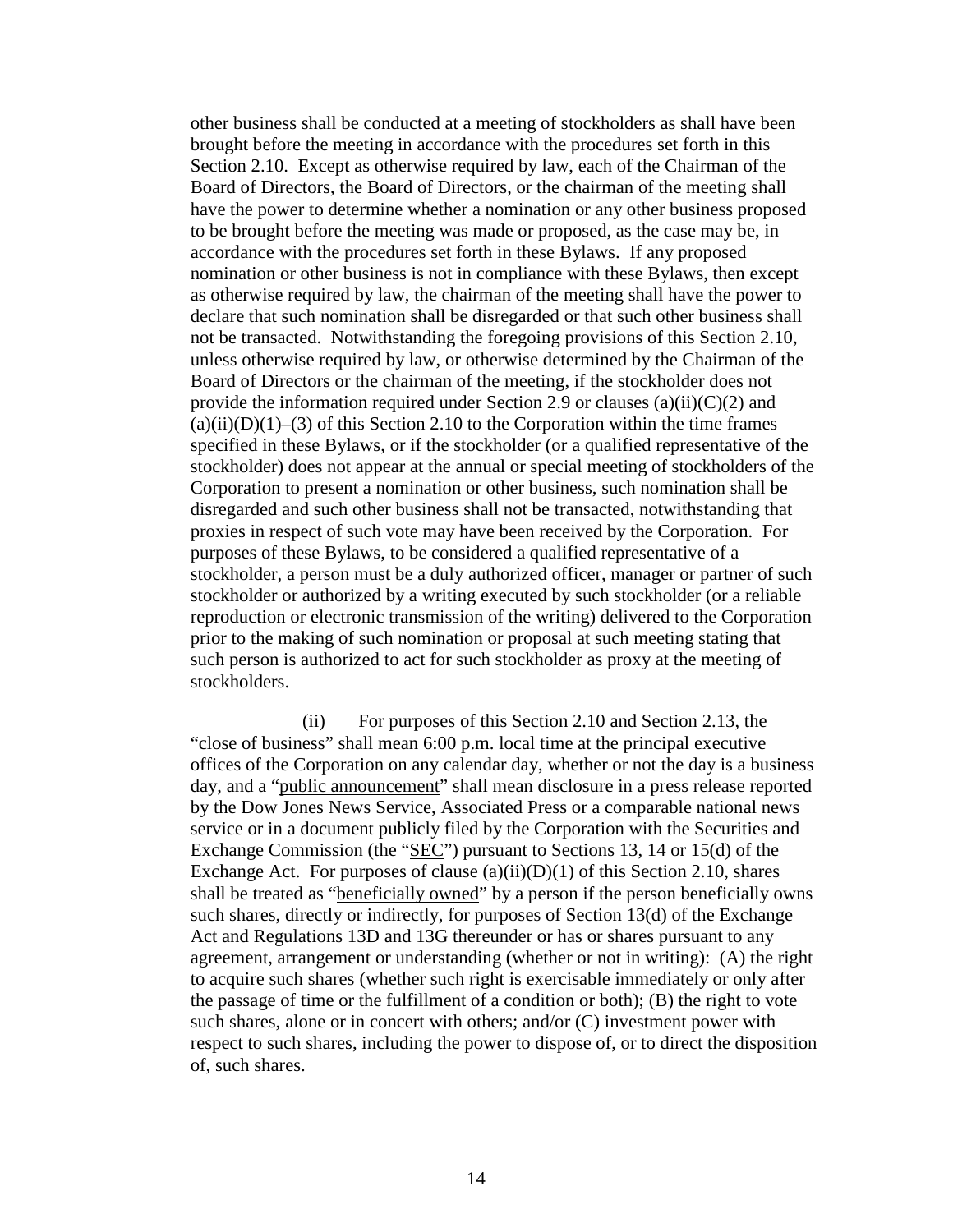other business shall be conducted at a meeting of stockholders as shall have been brought before the meeting in accordance with the procedures set forth in this Section 2.10. Except as otherwise required by law, each of the Chairman of the Board of Directors, the Board of Directors, or the chairman of the meeting shall have the power to determine whether a nomination or any other business proposed to be brought before the meeting was made or proposed, as the case may be, in accordance with the procedures set forth in these Bylaws. If any proposed nomination or other business is not in compliance with these Bylaws, then except as otherwise required by law, the chairman of the meeting shall have the power to declare that such nomination shall be disregarded or that such other business shall not be transacted. Notwithstanding the foregoing provisions of this Section 2.10, unless otherwise required by law, or otherwise determined by the Chairman of the Board of Directors or the chairman of the meeting, if the stockholder does not provide the information required under Section 2.9 or clauses (a)(ii)(C)(2) and (a)(ii)(D)(1)–(3) of this Section 2.10 to the Corporation within the time frames specified in these Bylaws, or if the stockholder (or a qualified representative of the stockholder) does not appear at the annual or special meeting of stockholders of the Corporation to present a nomination or other business, such nomination shall be disregarded and such other business shall not be transacted, notwithstanding that proxies in respect of such vote may have been received by the Corporation. For purposes of these Bylaws, to be considered a qualified representative of a stockholder, a person must be a duly authorized officer, manager or partner of such stockholder or authorized by a writing executed by such stockholder (or a reliable reproduction or electronic transmission of the writing) delivered to the Corporation prior to the making of such nomination or proposal at such meeting stating that such person is authorized to act for such stockholder as proxy at the meeting of stockholders.

(ii) For purposes of this Section 2.10 and Section 2.13, the "close of business" shall mean 6:00 p.m. local time at the principal executive offices of the Corporation on any calendar day, whether or not the day is a business day, and a "public announcement" shall mean disclosure in a press release reported by the Dow Jones News Service, Associated Press or a comparable national news service or in a document publicly filed by the Corporation with the Securities and Exchange Commission (the "SEC") pursuant to Sections 13, 14 or 15(d) of the Exchange Act. For purposes of clause (a)(ii)(D)(1) of this Section 2.10, shares shall be treated as "beneficially owned" by a person if the person beneficially owns such shares, directly or indirectly, for purposes of Section 13(d) of the Exchange Act and Regulations 13D and 13G thereunder or has or shares pursuant to any agreement, arrangement or understanding (whether or not in writing): (A) the right to acquire such shares (whether such right is exercisable immediately or only after the passage of time or the fulfillment of a condition or both); (B) the right to vote such shares, alone or in concert with others; and/or (C) investment power with respect to such shares, including the power to dispose of, or to direct the disposition of, such shares.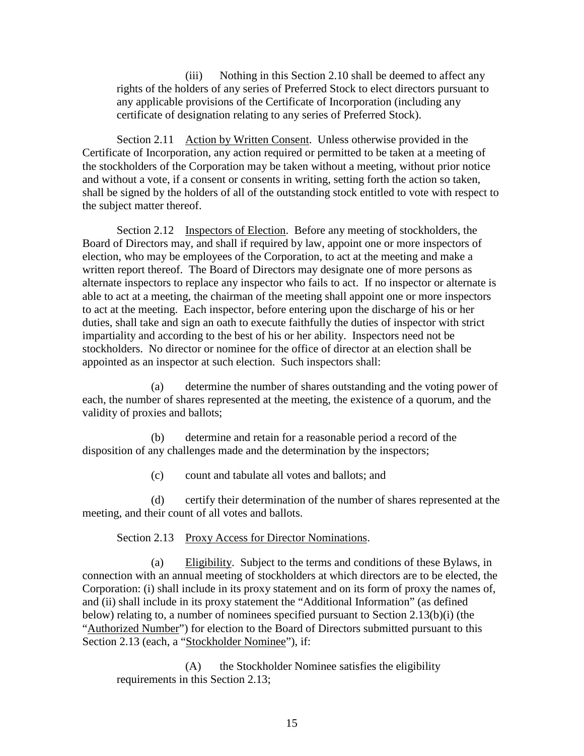(iii) Nothing in this Section 2.10 shall be deemed to affect any rights of the holders of any series of Preferred Stock to elect directors pursuant to any applicable provisions of the Certificate of Incorporation (including any certificate of designation relating to any series of Preferred Stock).

Section 2.11 Action by Written Consent. Unless otherwise provided in the Certificate of Incorporation, any action required or permitted to be taken at a meeting of the stockholders of the Corporation may be taken without a meeting, without prior notice and without a vote, if a consent or consents in writing, setting forth the action so taken, shall be signed by the holders of all of the outstanding stock entitled to vote with respect to the subject matter thereof.

Section 2.12 Inspectors of Election. Before any meeting of stockholders, the Board of Directors may, and shall if required by law, appoint one or more inspectors of election, who may be employees of the Corporation, to act at the meeting and make a written report thereof. The Board of Directors may designate one of more persons as alternate inspectors to replace any inspector who fails to act. If no inspector or alternate is able to act at a meeting, the chairman of the meeting shall appoint one or more inspectors to act at the meeting. Each inspector, before entering upon the discharge of his or her duties, shall take and sign an oath to execute faithfully the duties of inspector with strict impartiality and according to the best of his or her ability. Inspectors need not be stockholders. No director or nominee for the office of director at an election shall be appointed as an inspector at such election. Such inspectors shall:

(a) determine the number of shares outstanding and the voting power of each, the number of shares represented at the meeting, the existence of a quorum, and the validity of proxies and ballots;

(b) determine and retain for a reasonable period a record of the disposition of any challenges made and the determination by the inspectors;

(c) count and tabulate all votes and ballots; and

(d) certify their determination of the number of shares represented at the meeting, and their count of all votes and ballots.

Section 2.13 Proxy Access for Director Nominations.

(a) Eligibility. Subject to the terms and conditions of these Bylaws, in connection with an annual meeting of stockholders at which directors are to be elected, the Corporation: (i) shall include in its proxy statement and on its form of proxy the names of, and (ii) shall include in its proxy statement the "Additional Information" (as defined below) relating to, a number of nominees specified pursuant to Section 2.13(b)(i) (the "Authorized Number") for election to the Board of Directors submitted pursuant to this Section 2.13 (each, a "Stockholder Nominee"), if:

(A) the Stockholder Nominee satisfies the eligibility requirements in this Section 2.13;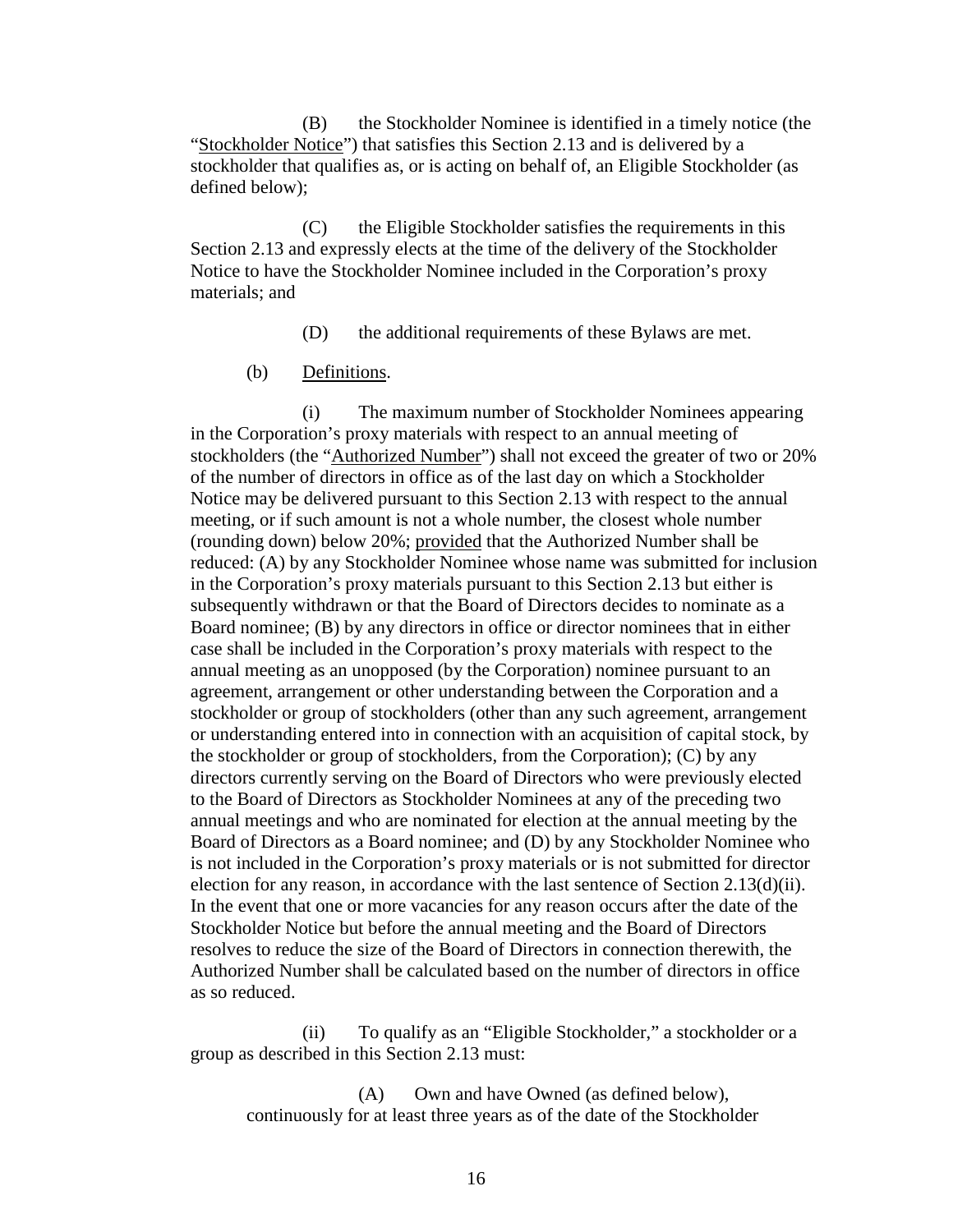(B) the Stockholder Nominee is identified in a timely notice (the "Stockholder Notice") that satisfies this Section 2.13 and is delivered by a stockholder that qualifies as, or is acting on behalf of, an Eligible Stockholder (as defined below);

(C) the Eligible Stockholder satisfies the requirements in this Section 2.13 and expressly elects at the time of the delivery of the Stockholder Notice to have the Stockholder Nominee included in the Corporation's proxy materials; and

(D) the additional requirements of these Bylaws are met.

(b) Definitions.

(i) The maximum number of Stockholder Nominees appearing in the Corporation's proxy materials with respect to an annual meeting of stockholders (the "Authorized Number") shall not exceed the greater of two or 20% of the number of directors in office as of the last day on which a Stockholder Notice may be delivered pursuant to this Section 2.13 with respect to the annual meeting, or if such amount is not a whole number, the closest whole number (rounding down) below 20%; provided that the Authorized Number shall be reduced: (A) by any Stockholder Nominee whose name was submitted for inclusion in the Corporation's proxy materials pursuant to this Section 2.13 but either is subsequently withdrawn or that the Board of Directors decides to nominate as a Board nominee; (B) by any directors in office or director nominees that in either case shall be included in the Corporation's proxy materials with respect to the annual meeting as an unopposed (by the Corporation) nominee pursuant to an agreement, arrangement or other understanding between the Corporation and a stockholder or group of stockholders (other than any such agreement, arrangement or understanding entered into in connection with an acquisition of capital stock, by the stockholder or group of stockholders, from the Corporation); (C) by any directors currently serving on the Board of Directors who were previously elected to the Board of Directors as Stockholder Nominees at any of the preceding two annual meetings and who are nominated for election at the annual meeting by the Board of Directors as a Board nominee; and (D) by any Stockholder Nominee who is not included in the Corporation's proxy materials or is not submitted for director election for any reason, in accordance with the last sentence of Section 2.13(d)(ii). In the event that one or more vacancies for any reason occurs after the date of the Stockholder Notice but before the annual meeting and the Board of Directors resolves to reduce the size of the Board of Directors in connection therewith, the Authorized Number shall be calculated based on the number of directors in office as so reduced.

(ii) To qualify as an "Eligible Stockholder," a stockholder or a group as described in this Section 2.13 must:

(A) Own and have Owned (as defined below), continuously for at least three years as of the date of the Stockholder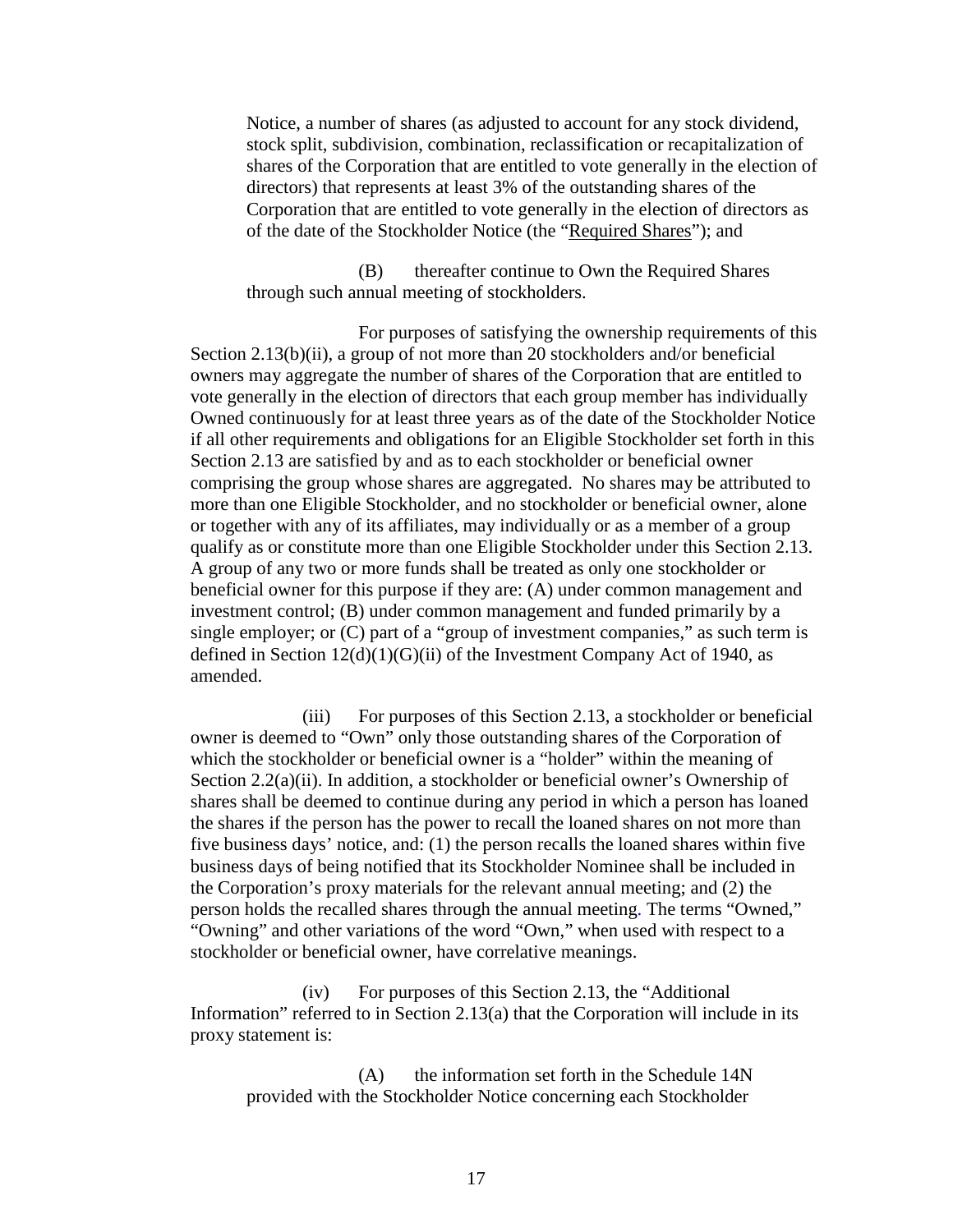Notice, a number of shares (as adjusted to account for any stock dividend, stock split, subdivision, combination, reclassification or recapitalization of shares of the Corporation that are entitled to vote generally in the election of directors) that represents at least 3% of the outstanding shares of the Corporation that are entitled to vote generally in the election of directors as of the date of the Stockholder Notice (the "Required Shares"); and

(B) thereafter continue to Own the Required Shares through such annual meeting of stockholders.

For purposes of satisfying the ownership requirements of this Section 2.13(b)(ii), a group of not more than 20 stockholders and/or beneficial owners may aggregate the number of shares of the Corporation that are entitled to vote generally in the election of directors that each group member has individually Owned continuously for at least three years as of the date of the Stockholder Notice if all other requirements and obligations for an Eligible Stockholder set forth in this Section 2.13 are satisfied by and as to each stockholder or beneficial owner comprising the group whose shares are aggregated. No shares may be attributed to more than one Eligible Stockholder, and no stockholder or beneficial owner, alone or together with any of its affiliates, may individually or as a member of a group qualify as or constitute more than one Eligible Stockholder under this Section 2.13. A group of any two or more funds shall be treated as only one stockholder or beneficial owner for this purpose if they are: (A) under common management and investment control; (B) under common management and funded primarily by a single employer; or (C) part of a "group of investment companies," as such term is defined in Section 12(d)(1)(G)(ii) of the Investment Company Act of 1940, as amended.

(iii) For purposes of this Section 2.13, a stockholder or beneficial owner is deemed to "Own" only those outstanding shares of the Corporation of which the stockholder or beneficial owner is a "holder" within the meaning of Section 2.2(a)(ii). In addition, a stockholder or beneficial owner's Ownership of shares shall be deemed to continue during any period in which a person has loaned the shares if the person has the power to recall the loaned shares on not more than five business days' notice, and: (1) the person recalls the loaned shares within five business days of being notified that its Stockholder Nominee shall be included in the Corporation's proxy materials for the relevant annual meeting; and (2) the person holds the recalled shares through the annual meeting. The terms "Owned," "Owning" and other variations of the word "Own," when used with respect to a stockholder or beneficial owner, have correlative meanings.

(iv) For purposes of this Section 2.13, the "Additional Information" referred to in Section 2.13(a) that the Corporation will include in its proxy statement is:

(A) the information set forth in the Schedule 14N provided with the Stockholder Notice concerning each Stockholder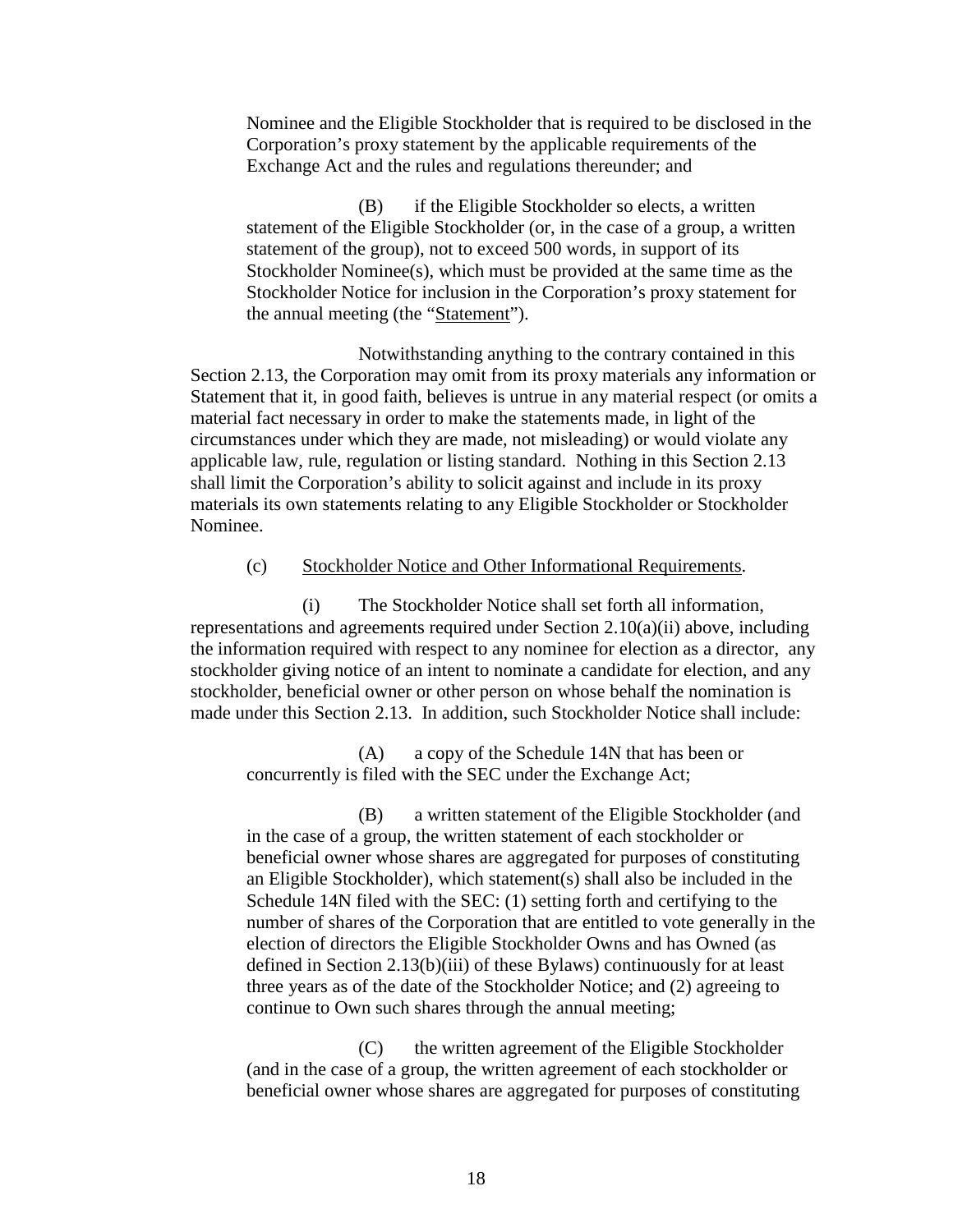Nominee and the Eligible Stockholder that is required to be disclosed in the Corporation's proxy statement by the applicable requirements of the Exchange Act and the rules and regulations thereunder; and

(B) if the Eligible Stockholder so elects, a written statement of the Eligible Stockholder (or, in the case of a group, a written statement of the group), not to exceed 500 words, in support of its Stockholder Nominee(s), which must be provided at the same time as the Stockholder Notice for inclusion in the Corporation's proxy statement for the annual meeting (the "Statement").

Notwithstanding anything to the contrary contained in this Section 2.13, the Corporation may omit from its proxy materials any information or Statement that it, in good faith, believes is untrue in any material respect (or omits a material fact necessary in order to make the statements made, in light of the circumstances under which they are made, not misleading) or would violate any applicable law, rule, regulation or listing standard. Nothing in this Section 2.13 shall limit the Corporation's ability to solicit against and include in its proxy materials its own statements relating to any Eligible Stockholder or Stockholder Nominee.

(c) Stockholder Notice and Other Informational Requirements.

(i) The Stockholder Notice shall set forth all information, representations and agreements required under Section 2.10(a)(ii) above, including the information required with respect to any nominee for election as a director, any stockholder giving notice of an intent to nominate a candidate for election, and any stockholder, beneficial owner or other person on whose behalf the nomination is made under this Section 2.13. In addition, such Stockholder Notice shall include:

(A) a copy of the Schedule 14N that has been or concurrently is filed with the SEC under the Exchange Act;

(B) a written statement of the Eligible Stockholder (and in the case of a group, the written statement of each stockholder or beneficial owner whose shares are aggregated for purposes of constituting an Eligible Stockholder), which statement(s) shall also be included in the Schedule 14N filed with the SEC: (1) setting forth and certifying to the number of shares of the Corporation that are entitled to vote generally in the election of directors the Eligible Stockholder Owns and has Owned (as defined in Section 2.13(b)(iii) of these Bylaws) continuously for at least three years as of the date of the Stockholder Notice; and (2) agreeing to continue to Own such shares through the annual meeting;

(C) the written agreement of the Eligible Stockholder (and in the case of a group, the written agreement of each stockholder or beneficial owner whose shares are aggregated for purposes of constituting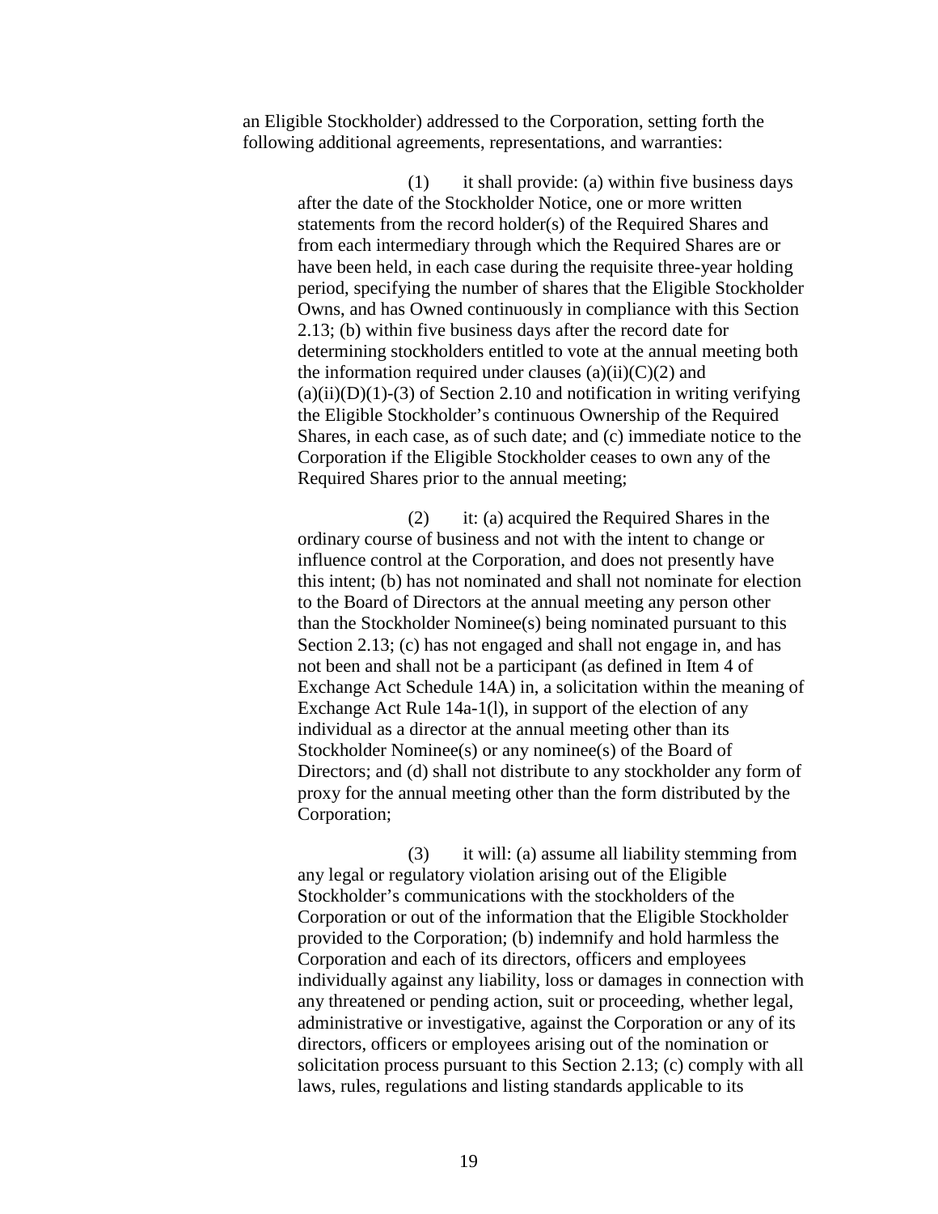an Eligible Stockholder) addressed to the Corporation, setting forth the following additional agreements, representations, and warranties:

(1) it shall provide: (a) within five business days after the date of the Stockholder Notice, one or more written statements from the record holder(s) of the Required Shares and from each intermediary through which the Required Shares are or have been held, in each case during the requisite three-year holding period, specifying the number of shares that the Eligible Stockholder Owns, and has Owned continuously in compliance with this Section 2.13; (b) within five business days after the record date for determining stockholders entitled to vote at the annual meeting both the information required under clauses (a)(ii)(C)(2) and (a)(ii)(D)(1)-(3) of Section 2.10 and notification in writing verifying the Eligible Stockholder's continuous Ownership of the Required Shares, in each case, as of such date; and (c) immediate notice to the Corporation if the Eligible Stockholder ceases to own any of the Required Shares prior to the annual meeting;

(2) it: (a) acquired the Required Shares in the ordinary course of business and not with the intent to change or influence control at the Corporation, and does not presently have this intent; (b) has not nominated and shall not nominate for election to the Board of Directors at the annual meeting any person other than the Stockholder Nominee(s) being nominated pursuant to this Section 2.13; (c) has not engaged and shall not engage in, and has not been and shall not be a participant (as defined in Item 4 of Exchange Act Schedule 14A) in, a solicitation within the meaning of Exchange Act Rule 14a-1(l), in support of the election of any individual as a director at the annual meeting other than its Stockholder Nominee(s) or any nominee(s) of the Board of Directors; and (d) shall not distribute to any stockholder any form of proxy for the annual meeting other than the form distributed by the Corporation;

(3) it will: (a) assume all liability stemming from any legal or regulatory violation arising out of the Eligible Stockholder's communications with the stockholders of the Corporation or out of the information that the Eligible Stockholder provided to the Corporation; (b) indemnify and hold harmless the Corporation and each of its directors, officers and employees individually against any liability, loss or damages in connection with any threatened or pending action, suit or proceeding, whether legal, administrative or investigative, against the Corporation or any of its directors, officers or employees arising out of the nomination or solicitation process pursuant to this Section 2.13; (c) comply with all laws, rules, regulations and listing standards applicable to its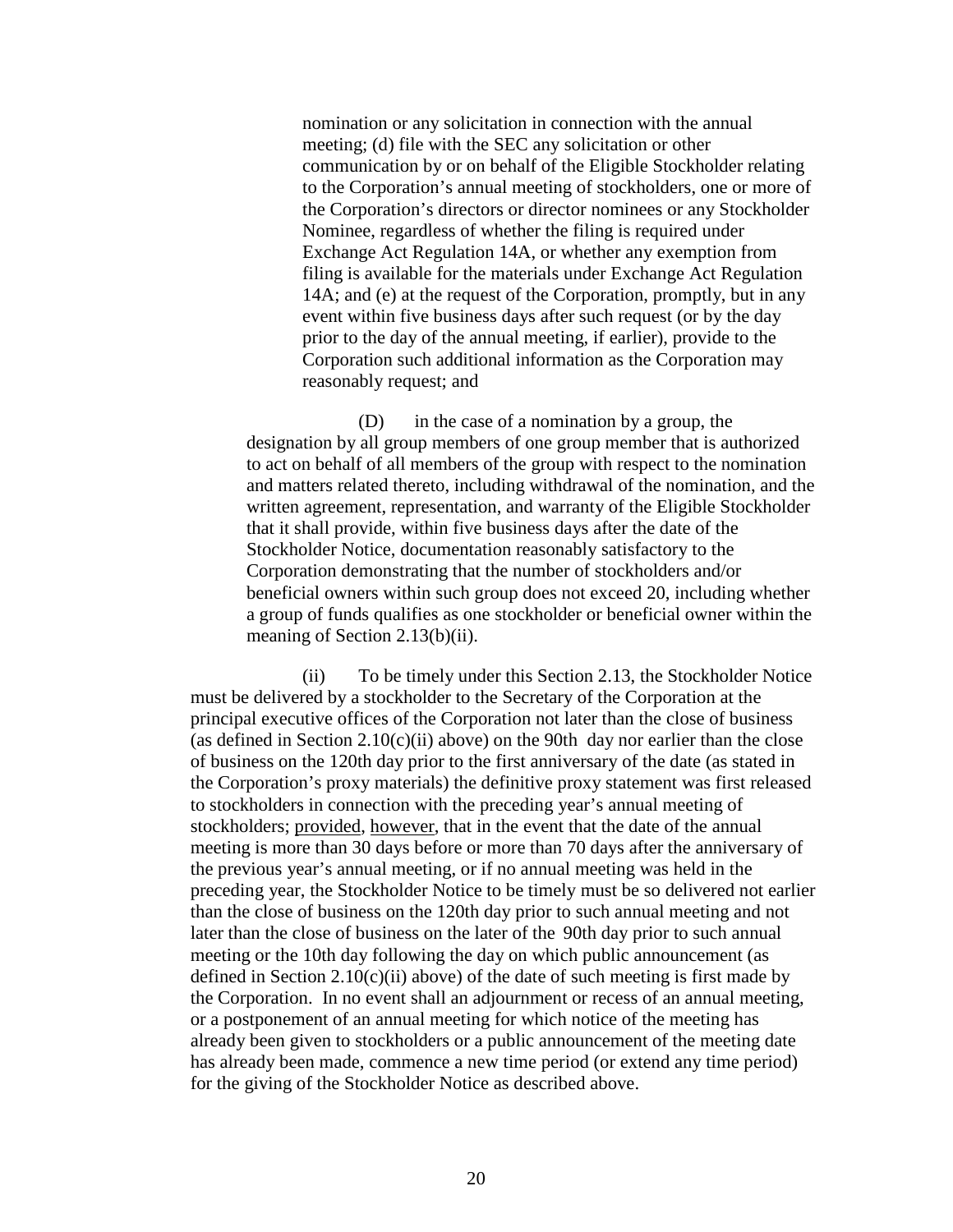nomination or any solicitation in connection with the annual meeting; (d) file with the SEC any solicitation or other communication by or on behalf of the Eligible Stockholder relating to the Corporation's annual meeting of stockholders, one or more of the Corporation's directors or director nominees or any Stockholder Nominee, regardless of whether the filing is required under Exchange Act Regulation 14A, or whether any exemption from filing is available for the materials under Exchange Act Regulation 14A; and (e) at the request of the Corporation, promptly, but in any event within five business days after such request (or by the day prior to the day of the annual meeting, if earlier), provide to the Corporation such additional information as the Corporation may reasonably request; and

(D) in the case of a nomination by a group, the designation by all group members of one group member that is authorized to act on behalf of all members of the group with respect to the nomination and matters related thereto, including withdrawal of the nomination, and the written agreement, representation, and warranty of the Eligible Stockholder that it shall provide, within five business days after the date of the Stockholder Notice, documentation reasonably satisfactory to the Corporation demonstrating that the number of stockholders and/or beneficial owners within such group does not exceed 20, including whether a group of funds qualifies as one stockholder or beneficial owner within the meaning of Section 2.13(b)(ii).

(ii) To be timely under this Section 2.13, the Stockholder Notice must be delivered by a stockholder to the Secretary of the Corporation at the principal executive offices of the Corporation not later than the close of business (as defined in Section 2.10(c)(ii) above) on the 90th day nor earlier than the close of business on the 120th day prior to the first anniversary of the date (as stated in the Corporation's proxy materials) the definitive proxy statement was first released to stockholders in connection with the preceding year's annual meeting of stockholders; provided, however, that in the event that the date of the annual meeting is more than 30 days before or more than 70 days after the anniversary of the previous year's annual meeting, or if no annual meeting was held in the preceding year, the Stockholder Notice to be timely must be so delivered not earlier than the close of business on the 120th day prior to such annual meeting and not later than the close of business on the later of the 90th day prior to such annual meeting or the 10th day following the day on which public announcement (as defined in Section 2.10(c)(ii) above) of the date of such meeting is first made by the Corporation. In no event shall an adjournment or recess of an annual meeting, or a postponement of an annual meeting for which notice of the meeting has already been given to stockholders or a public announcement of the meeting date has already been made, commence a new time period (or extend any time period) for the giving of the Stockholder Notice as described above.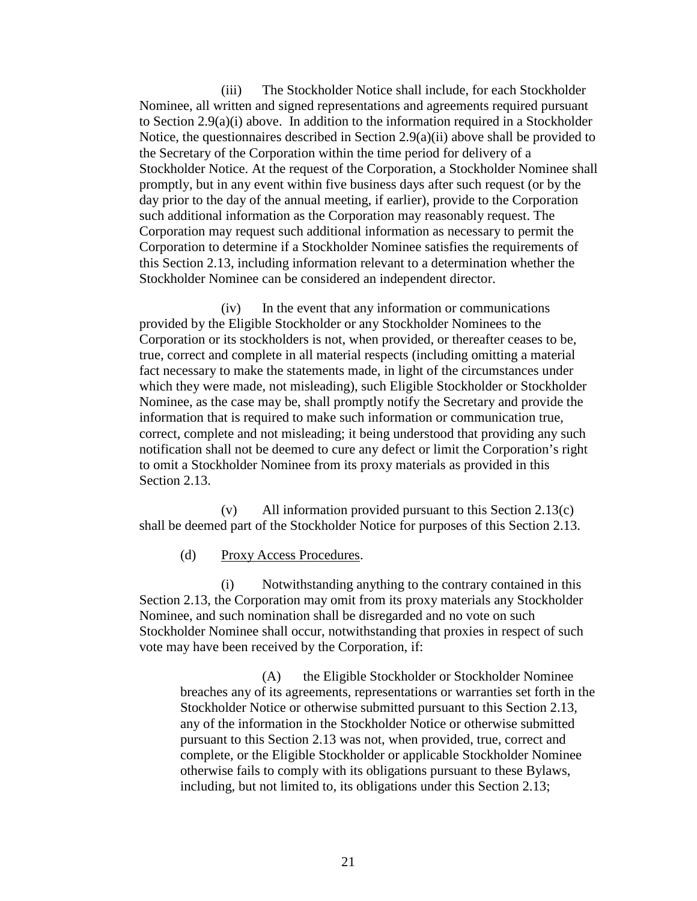(iii) The Stockholder Notice shall include, for each Stockholder Nominee, all written and signed representations and agreements required pursuant to Section 2.9(a)(i) above. In addition to the information required in a Stockholder Notice, the questionnaires described in Section 2.9(a)(ii) above shall be provided to the Secretary of the Corporation within the time period for delivery of a Stockholder Notice. At the request of the Corporation, a Stockholder Nominee shall promptly, but in any event within five business days after such request (or by the day prior to the day of the annual meeting, if earlier), provide to the Corporation such additional information as the Corporation may reasonably request. The Corporation may request such additional information as necessary to permit the Corporation to determine if a Stockholder Nominee satisfies the requirements of this Section 2.13, including information relevant to a determination whether the Stockholder Nominee can be considered an independent director.

(iv) In the event that any information or communications provided by the Eligible Stockholder or any Stockholder Nominees to the Corporation or its stockholders is not, when provided, or thereafter ceases to be, true, correct and complete in all material respects (including omitting a material fact necessary to make the statements made, in light of the circumstances under which they were made, not misleading), such Eligible Stockholder or Stockholder Nominee, as the case may be, shall promptly notify the Secretary and provide the information that is required to make such information or communication true, correct, complete and not misleading; it being understood that providing any such notification shall not be deemed to cure any defect or limit the Corporation's right to omit a Stockholder Nominee from its proxy materials as provided in this Section 2.13.

(v) All information provided pursuant to this Section 2.13(c) shall be deemed part of the Stockholder Notice for purposes of this Section 2.13.

(d) Proxy Access Procedures.

(i) Notwithstanding anything to the contrary contained in this Section 2.13, the Corporation may omit from its proxy materials any Stockholder Nominee, and such nomination shall be disregarded and no vote on such Stockholder Nominee shall occur, notwithstanding that proxies in respect of such vote may have been received by the Corporation, if:

(A) the Eligible Stockholder or Stockholder Nominee breaches any of its agreements, representations or warranties set forth in the Stockholder Notice or otherwise submitted pursuant to this Section 2.13, any of the information in the Stockholder Notice or otherwise submitted pursuant to this Section 2.13 was not, when provided, true, correct and complete, or the Eligible Stockholder or applicable Stockholder Nominee otherwise fails to comply with its obligations pursuant to these Bylaws, including, but not limited to, its obligations under this Section 2.13;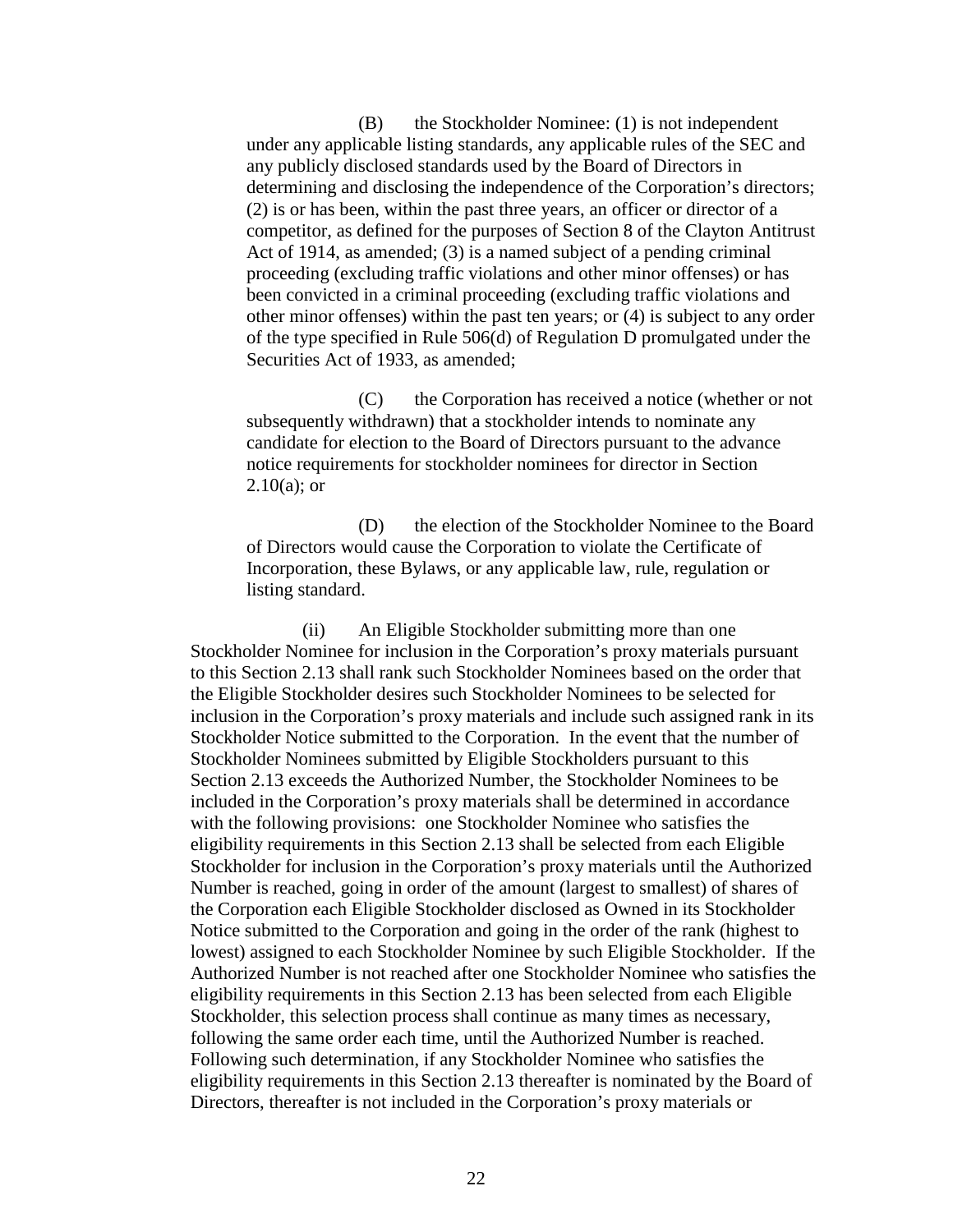(B) the Stockholder Nominee: (1) is not independent under any applicable listing standards, any applicable rules of the SEC and any publicly disclosed standards used by the Board of Directors in determining and disclosing the independence of the Corporation's directors; (2) is or has been, within the past three years, an officer or director of a competitor, as defined for the purposes of Section 8 of the Clayton Antitrust Act of 1914, as amended; (3) is a named subject of a pending criminal proceeding (excluding traffic violations and other minor offenses) or has been convicted in a criminal proceeding (excluding traffic violations and other minor offenses) within the past ten years; or (4) is subject to any order of the type specified in Rule 506(d) of Regulation D promulgated under the Securities Act of 1933, as amended;

(C) the Corporation has received a notice (whether or not subsequently withdrawn) that a stockholder intends to nominate any candidate for election to the Board of Directors pursuant to the advance notice requirements for stockholder nominees for director in Section 2.10(a); or

(D) the election of the Stockholder Nominee to the Board of Directors would cause the Corporation to violate the Certificate of Incorporation, these Bylaws, or any applicable law, rule, regulation or listing standard.

(ii) An Eligible Stockholder submitting more than one Stockholder Nominee for inclusion in the Corporation's proxy materials pursuant to this Section 2.13 shall rank such Stockholder Nominees based on the order that the Eligible Stockholder desires such Stockholder Nominees to be selected for inclusion in the Corporation's proxy materials and include such assigned rank in its Stockholder Notice submitted to the Corporation. In the event that the number of Stockholder Nominees submitted by Eligible Stockholders pursuant to this Section 2.13 exceeds the Authorized Number, the Stockholder Nominees to be included in the Corporation's proxy materials shall be determined in accordance with the following provisions: one Stockholder Nominee who satisfies the eligibility requirements in this Section 2.13 shall be selected from each Eligible Stockholder for inclusion in the Corporation's proxy materials until the Authorized Number is reached, going in order of the amount (largest to smallest) of shares of the Corporation each Eligible Stockholder disclosed as Owned in its Stockholder Notice submitted to the Corporation and going in the order of the rank (highest to lowest) assigned to each Stockholder Nominee by such Eligible Stockholder. If the Authorized Number is not reached after one Stockholder Nominee who satisfies the eligibility requirements in this Section 2.13 has been selected from each Eligible Stockholder, this selection process shall continue as many times as necessary, following the same order each time, until the Authorized Number is reached. Following such determination, if any Stockholder Nominee who satisfies the eligibility requirements in this Section 2.13 thereafter is nominated by the Board of Directors, thereafter is not included in the Corporation's proxy materials or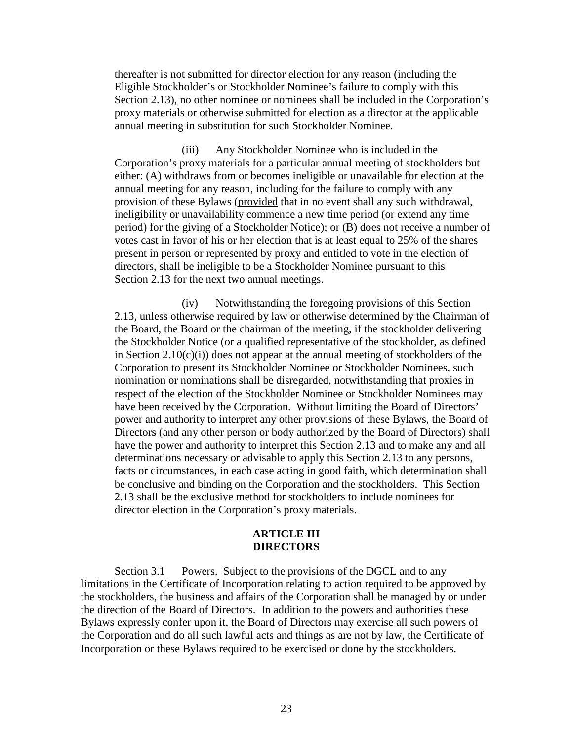thereafter is not submitted for director election for any reason (including the Eligible Stockholder's or Stockholder Nominee's failure to comply with this Section 2.13), no other nominee or nominees shall be included in the Corporation's proxy materials or otherwise submitted for election as a director at the applicable annual meeting in substitution for such Stockholder Nominee.

(iii) Any Stockholder Nominee who is included in the Corporation's proxy materials for a particular annual meeting of stockholders but either: (A) withdraws from or becomes ineligible or unavailable for election at the annual meeting for any reason, including for the failure to comply with any provision of these Bylaws (provided that in no event shall any such withdrawal, ineligibility or unavailability commence a new time period (or extend any time period) for the giving of a Stockholder Notice); or (B) does not receive a number of votes cast in favor of his or her election that is at least equal to 25% of the shares present in person or represented by proxy and entitled to vote in the election of directors, shall be ineligible to be a Stockholder Nominee pursuant to this Section 2.13 for the next two annual meetings.

(iv) Notwithstanding the foregoing provisions of this Section 2.13, unless otherwise required by law or otherwise determined by the Chairman of the Board, the Board or the chairman of the meeting, if the stockholder delivering the Stockholder Notice (or a qualified representative of the stockholder, as defined in Section 2.10(c)(i)) does not appear at the annual meeting of stockholders of the Corporation to present its Stockholder Nominee or Stockholder Nominees, such nomination or nominations shall be disregarded, notwithstanding that proxies in respect of the election of the Stockholder Nominee or Stockholder Nominees may have been received by the Corporation. Without limiting the Board of Directors' power and authority to interpret any other provisions of these Bylaws, the Board of Directors (and any other person or body authorized by the Board of Directors) shall have the power and authority to interpret this Section 2.13 and to make any and all determinations necessary or advisable to apply this Section 2.13 to any persons, facts or circumstances, in each case acting in good faith, which determination shall be conclusive and binding on the Corporation and the stockholders. This Section 2.13 shall be the exclusive method for stockholders to include nominees for director election in the Corporation's proxy materials.

## ARTICLE III
## DIRECTORS

Section 3.1 Powers. Subject to the provisions of the DGCL and to any limitations in the Certificate of Incorporation relating to action required to be approved by the stockholders, the business and affairs of the Corporation shall be managed by or under the direction of the Board of Directors. In addition to the powers and authorities these Bylaws expressly confer upon it, the Board of Directors may exercise all such powers of the Corporation and do all such lawful acts and things as are not by law, the Certificate of Incorporation or these Bylaws required to be exercised or done by the stockholders.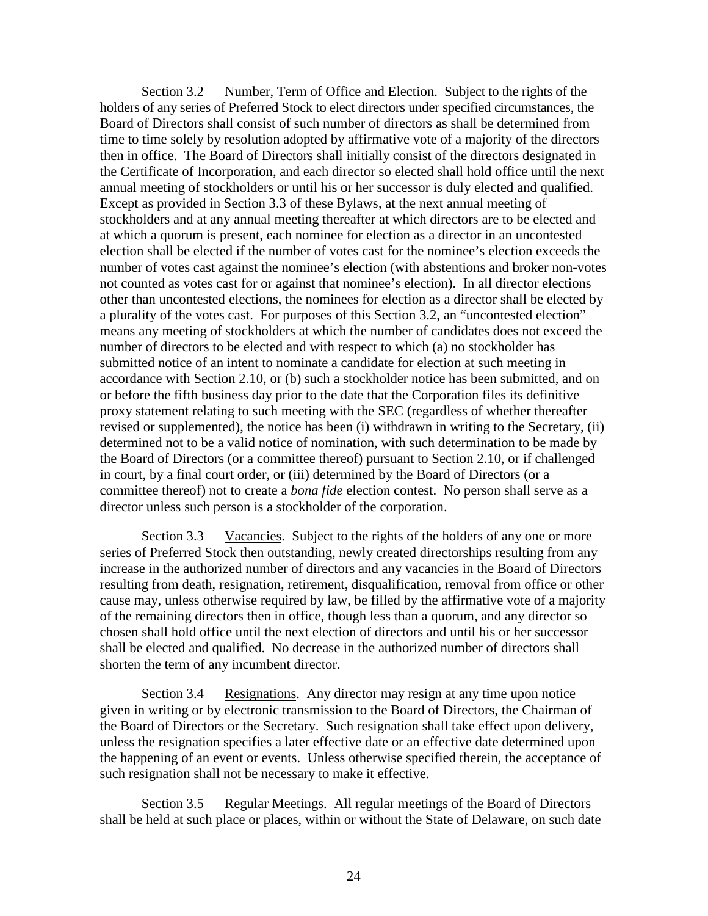Section 3.2 Number, Term of Office and Election. Subject to the rights of the holders of any series of Preferred Stock to elect directors under specified circumstances, the Board of Directors shall consist of such number of directors as shall be determined from time to time solely by resolution adopted by affirmative vote of a majority of the directors then in office. The Board of Directors shall initially consist of the directors designated in the Certificate of Incorporation, and each director so elected shall hold office until the next annual meeting of stockholders or until his or her successor is duly elected and qualified. Except as provided in Section 3.3 of these Bylaws, at the next annual meeting of stockholders and at any annual meeting thereafter at which directors are to be elected and at which a quorum is present, each nominee for election as a director in an uncontested election shall be elected if the number of votes cast for the nominee's election exceeds the number of votes cast against the nominee's election (with abstentions and broker non-votes not counted as votes cast for or against that nominee's election). In all director elections other than uncontested elections, the nominees for election as a director shall be elected by a plurality of the votes cast. For purposes of this Section 3.2, an "uncontested election" means any meeting of stockholders at which the number of candidates does not exceed the number of directors to be elected and with respect to which (a) no stockholder has submitted notice of an intent to nominate a candidate for election at such meeting in accordance with Section 2.10, or (b) such a stockholder notice has been submitted, and on or before the fifth business day prior to the date that the Corporation files its definitive proxy statement relating to such meeting with the SEC (regardless of whether thereafter revised or supplemented), the notice has been (i) withdrawn in writing to the Secretary, (ii) determined not to be a valid notice of nomination, with such determination to be made by the Board of Directors (or a committee thereof) pursuant to Section 2.10, or if challenged in court, by a final court order, or (iii) determined by the Board of Directors (or a committee thereof) not to create a *bona fide* election contest. No person shall serve as a director unless such person is a stockholder of the corporation.

Section 3.3 Vacancies. Subject to the rights of the holders of any one or more series of Preferred Stock then outstanding, newly created directorships resulting from any increase in the authorized number of directors and any vacancies in the Board of Directors resulting from death, resignation, retirement, disqualification, removal from office or other cause may, unless otherwise required by law, be filled by the affirmative vote of a majority of the remaining directors then in office, though less than a quorum, and any director so chosen shall hold office until the next election of directors and until his or her successor shall be elected and qualified. No decrease in the authorized number of directors shall shorten the term of any incumbent director.

Section 3.4 Resignations. Any director may resign at any time upon notice given in writing or by electronic transmission to the Board of Directors, the Chairman of the Board of Directors or the Secretary. Such resignation shall take effect upon delivery, unless the resignation specifies a later effective date or an effective date determined upon the happening of an event or events. Unless otherwise specified therein, the acceptance of such resignation shall not be necessary to make it effective.

Section 3.5 Regular Meetings. All regular meetings of the Board of Directors shall be held at such place or places, within or without the State of Delaware, on such date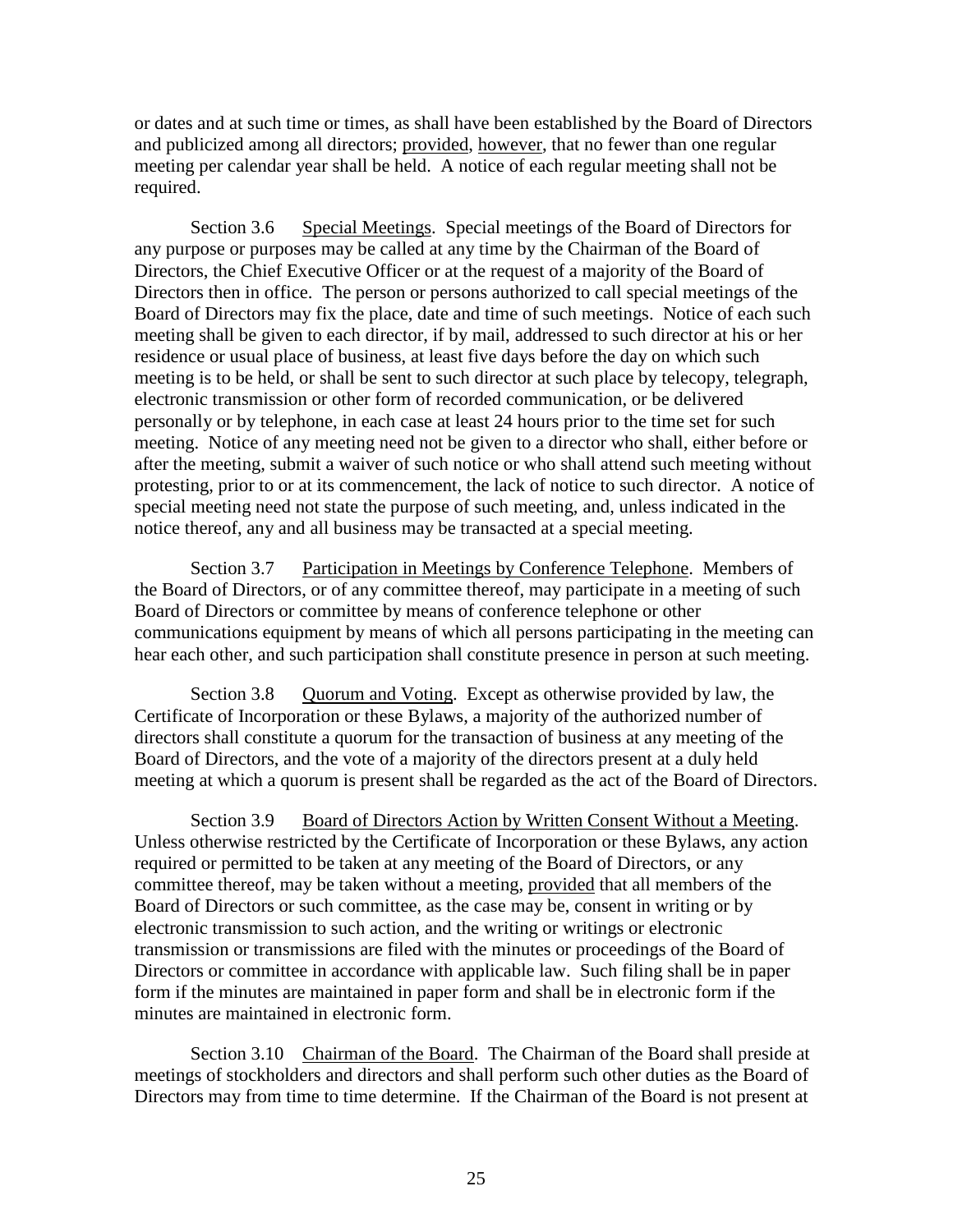or dates and at such time or times, as shall have been established by the Board of Directors and publicized among all directors; provided, however, that no fewer than one regular meeting per calendar year shall be held. A notice of each regular meeting shall not be required.

Section 3.6 Special Meetings. Special meetings of the Board of Directors for any purpose or purposes may be called at any time by the Chairman of the Board of Directors, the Chief Executive Officer or at the request of a majority of the Board of Directors then in office. The person or persons authorized to call special meetings of the Board of Directors may fix the place, date and time of such meetings. Notice of each such meeting shall be given to each director, if by mail, addressed to such director at his or her residence or usual place of business, at least five days before the day on which such meeting is to be held, or shall be sent to such director at such place by telecopy, telegraph, electronic transmission or other form of recorded communication, or be delivered personally or by telephone, in each case at least 24 hours prior to the time set for such meeting. Notice of any meeting need not be given to a director who shall, either before or after the meeting, submit a waiver of such notice or who shall attend such meeting without protesting, prior to or at its commencement, the lack of notice to such director. A notice of special meeting need not state the purpose of such meeting, and, unless indicated in the notice thereof, any and all business may be transacted at a special meeting.

Section 3.7 Participation in Meetings by Conference Telephone. Members of the Board of Directors, or of any committee thereof, may participate in a meeting of such Board of Directors or committee by means of conference telephone or other communications equipment by means of which all persons participating in the meeting can hear each other, and such participation shall constitute presence in person at such meeting.

Section 3.8 Quorum and Voting. Except as otherwise provided by law, the Certificate of Incorporation or these Bylaws, a majority of the authorized number of directors shall constitute a quorum for the transaction of business at any meeting of the Board of Directors, and the vote of a majority of the directors present at a duly held meeting at which a quorum is present shall be regarded as the act of the Board of Directors.

Section 3.9 Board of Directors Action by Written Consent Without a Meeting. Unless otherwise restricted by the Certificate of Incorporation or these Bylaws, any action required or permitted to be taken at any meeting of the Board of Directors, or any committee thereof, may be taken without a meeting, provided that all members of the Board of Directors or such committee, as the case may be, consent in writing or by electronic transmission to such action, and the writing or writings or electronic transmission or transmissions are filed with the minutes or proceedings of the Board of Directors or committee in accordance with applicable law. Such filing shall be in paper form if the minutes are maintained in paper form and shall be in electronic form if the minutes are maintained in electronic form.

Section 3.10 Chairman of the Board. The Chairman of the Board shall preside at meetings of stockholders and directors and shall perform such other duties as the Board of Directors may from time to time determine. If the Chairman of the Board is not present at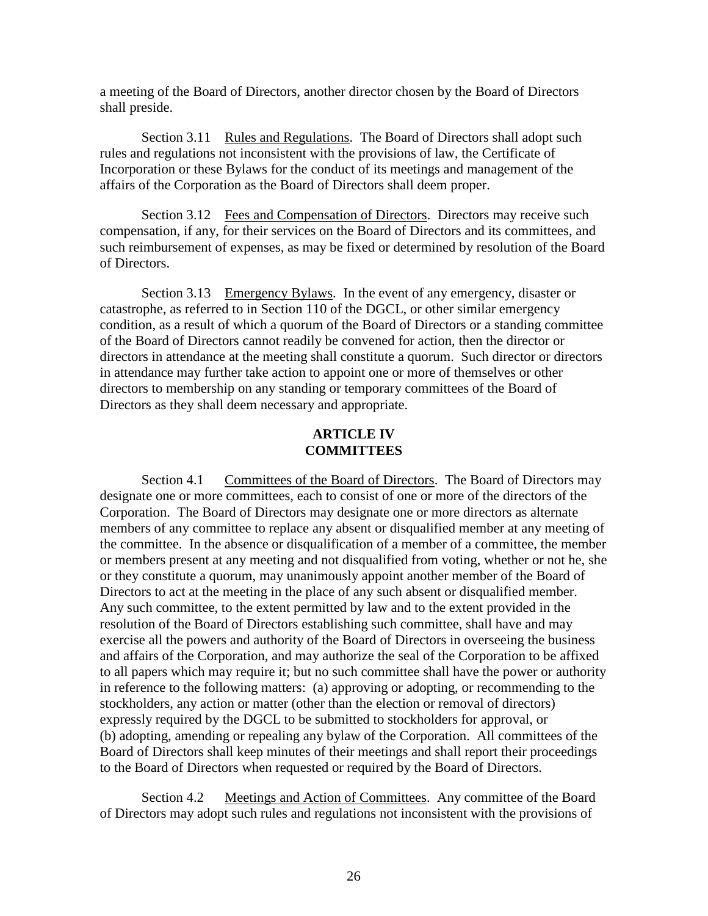a meeting of the Board of Directors, another director chosen by the Board of Directors shall preside.

Section 3.11 Rules and Regulations. The Board of Directors shall adopt such rules and regulations not inconsistent with the provisions of law, the Certificate of Incorporation or these Bylaws for the conduct of its meetings and management of the affairs of the Corporation as the Board of Directors shall deem proper.

Section 3.12 Fees and Compensation of Directors. Directors may receive such compensation, if any, for their services on the Board of Directors and its committees, and such reimbursement of expenses, as may be fixed or determined by resolution of the Board of Directors.

Section 3.13 Emergency Bylaws. In the event of any emergency, disaster or catastrophe, as referred to in Section 110 of the DGCL, or other similar emergency condition, as a result of which a quorum of the Board of Directors or a standing committee of the Board of Directors cannot readily be convened for action, then the director or directors in attendance at the meeting shall constitute a quorum. Such director or directors in attendance may further take action to appoint one or more of themselves or other directors to membership on any standing or temporary committees of the Board of Directors as they shall deem necessary and appropriate.

## ARTICLE IV
## COMMITTEES

Section 4.1 Committees of the Board of Directors. The Board of Directors may designate one or more committees, each to consist of one or more of the directors of the Corporation. The Board of Directors may designate one or more directors as alternate members of any committee to replace any absent or disqualified member at any meeting of the committee. In the absence or disqualification of a member of a committee, the member or members present at any meeting and not disqualified from voting, whether or not he, she or they constitute a quorum, may unanimously appoint another member of the Board of Directors to act at the meeting in the place of any such absent or disqualified member. Any such committee, to the extent permitted by law and to the extent provided in the resolution of the Board of Directors establishing such committee, shall have and may exercise all the powers and authority of the Board of Directors in overseeing the business and affairs of the Corporation, and may authorize the seal of the Corporation to be affixed to all papers which may require it; but no such committee shall have the power or authority in reference to the following matters: (a) approving or adopting, or recommending to the stockholders, any action or matter (other than the election or removal of directors) expressly required by the DGCL to be submitted to stockholders for approval, or (b) adopting, amending or repealing any bylaw of the Corporation. All committees of the Board of Directors shall keep minutes of their meetings and shall report their proceedings to the Board of Directors when requested or required by the Board of Directors.

Section 4.2 Meetings and Action of Committees. Any committee of the Board of Directors may adopt such rules and regulations not inconsistent with the provisions of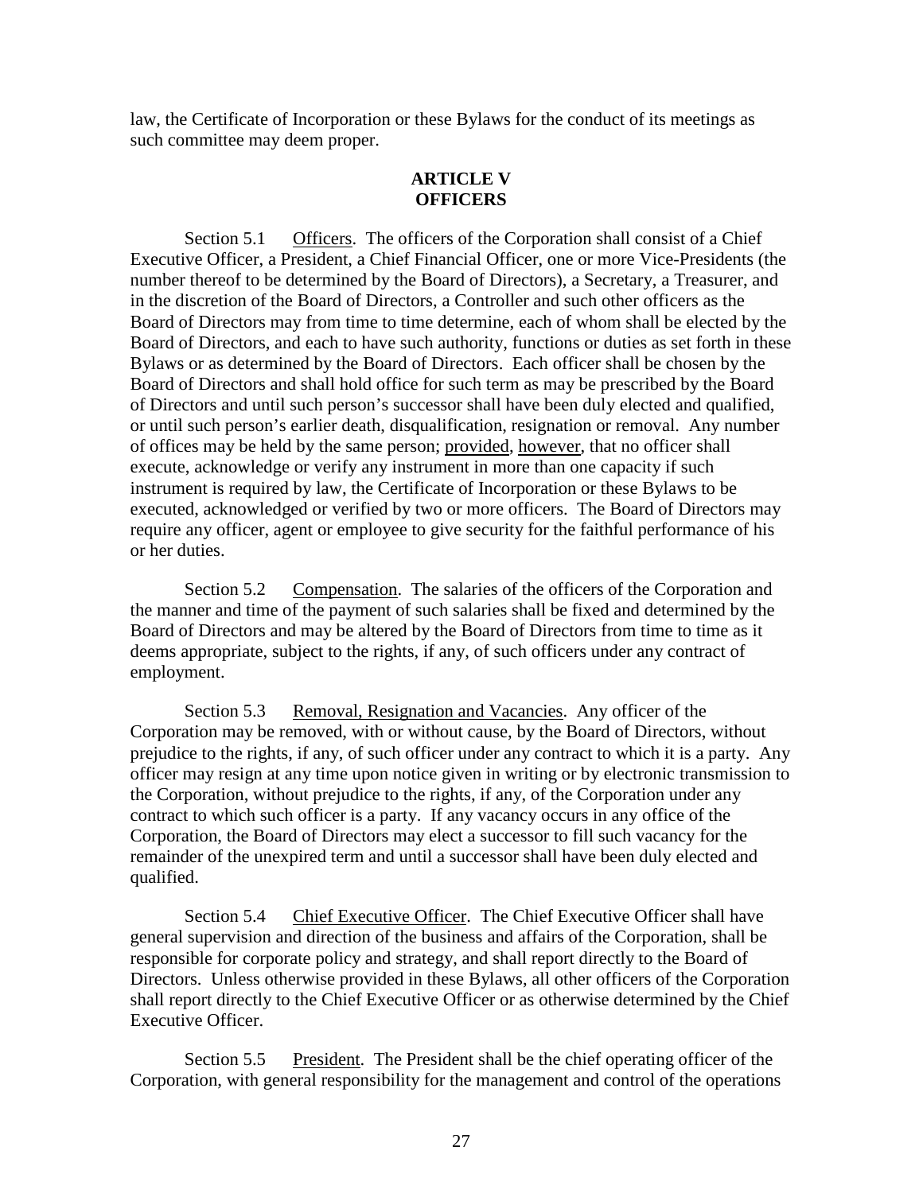law, the Certificate of Incorporation or these Bylaws for the conduct of its meetings as such committee may deem proper.

## ARTICLE V
## OFFICERS

Section 5.1 Officers. The officers of the Corporation shall consist of a Chief Executive Officer, a President, a Chief Financial Officer, one or more Vice-Presidents (the number thereof to be determined by the Board of Directors), a Secretary, a Treasurer, and in the discretion of the Board of Directors, a Controller and such other officers as the Board of Directors may from time to time determine, each of whom shall be elected by the Board of Directors, and each to have such authority, functions or duties as set forth in these Bylaws or as determined by the Board of Directors. Each officer shall be chosen by the Board of Directors and shall hold office for such term as may be prescribed by the Board of Directors and until such person's successor shall have been duly elected and qualified, or until such person's earlier death, disqualification, resignation or removal. Any number of offices may be held by the same person; provided, however, that no officer shall execute, acknowledge or verify any instrument in more than one capacity if such instrument is required by law, the Certificate of Incorporation or these Bylaws to be executed, acknowledged or verified by two or more officers. The Board of Directors may require any officer, agent or employee to give security for the faithful performance of his or her duties.

Section 5.2 Compensation. The salaries of the officers of the Corporation and the manner and time of the payment of such salaries shall be fixed and determined by the Board of Directors and may be altered by the Board of Directors from time to time as it deems appropriate, subject to the rights, if any, of such officers under any contract of employment.

Section 5.3 Removal, Resignation and Vacancies. Any officer of the Corporation may be removed, with or without cause, by the Board of Directors, without prejudice to the rights, if any, of such officer under any contract to which it is a party. Any officer may resign at any time upon notice given in writing or by electronic transmission to the Corporation, without prejudice to the rights, if any, of the Corporation under any contract to which such officer is a party. If any vacancy occurs in any office of the Corporation, the Board of Directors may elect a successor to fill such vacancy for the remainder of the unexpired term and until a successor shall have been duly elected and qualified.

Section 5.4 Chief Executive Officer. The Chief Executive Officer shall have general supervision and direction of the business and affairs of the Corporation, shall be responsible for corporate policy and strategy, and shall report directly to the Board of Directors. Unless otherwise provided in these Bylaws, all other officers of the Corporation shall report directly to the Chief Executive Officer or as otherwise determined by the Chief Executive Officer.

Section 5.5 President. The President shall be the chief operating officer of the Corporation, with general responsibility for the management and control of the operations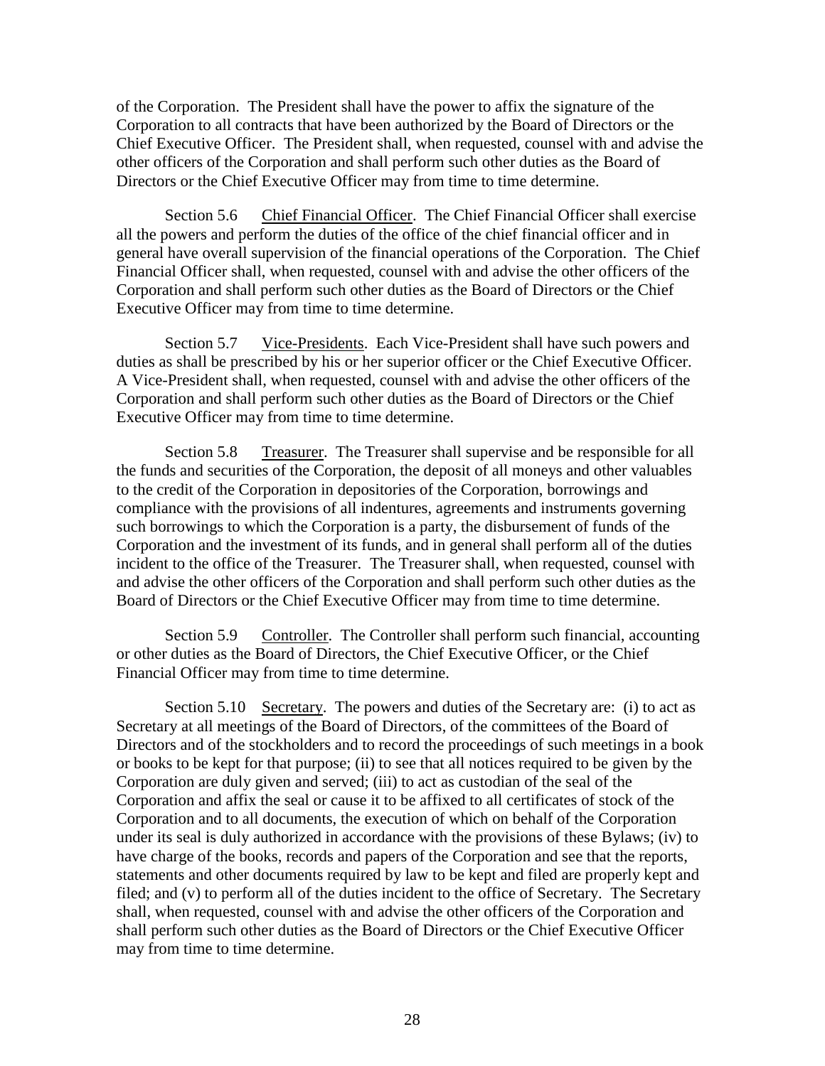of the Corporation. The President shall have the power to affix the signature of the Corporation to all contracts that have been authorized by the Board of Directors or the Chief Executive Officer. The President shall, when requested, counsel with and advise the other officers of the Corporation and shall perform such other duties as the Board of Directors or the Chief Executive Officer may from time to time determine.

Section 5.6 Chief Financial Officer. The Chief Financial Officer shall exercise all the powers and perform the duties of the office of the chief financial officer and in general have overall supervision of the financial operations of the Corporation. The Chief Financial Officer shall, when requested, counsel with and advise the other officers of the Corporation and shall perform such other duties as the Board of Directors or the Chief Executive Officer may from time to time determine.

Section 5.7 Vice-Presidents. Each Vice-President shall have such powers and duties as shall be prescribed by his or her superior officer or the Chief Executive Officer. A Vice-President shall, when requested, counsel with and advise the other officers of the Corporation and shall perform such other duties as the Board of Directors or the Chief Executive Officer may from time to time determine.

Section 5.8 Treasurer. The Treasurer shall supervise and be responsible for all the funds and securities of the Corporation, the deposit of all moneys and other valuables to the credit of the Corporation in depositories of the Corporation, borrowings and compliance with the provisions of all indentures, agreements and instruments governing such borrowings to which the Corporation is a party, the disbursement of funds of the Corporation and the investment of its funds, and in general shall perform all of the duties incident to the office of the Treasurer. The Treasurer shall, when requested, counsel with and advise the other officers of the Corporation and shall perform such other duties as the Board of Directors or the Chief Executive Officer may from time to time determine.

Section 5.9 Controller. The Controller shall perform such financial, accounting or other duties as the Board of Directors, the Chief Executive Officer, or the Chief Financial Officer may from time to time determine.

Section 5.10 Secretary. The powers and duties of the Secretary are: (i) to act as Secretary at all meetings of the Board of Directors, of the committees of the Board of Directors and of the stockholders and to record the proceedings of such meetings in a book or books to be kept for that purpose; (ii) to see that all notices required to be given by the Corporation are duly given and served; (iii) to act as custodian of the seal of the Corporation and affix the seal or cause it to be affixed to all certificates of stock of the Corporation and to all documents, the execution of which on behalf of the Corporation under its seal is duly authorized in accordance with the provisions of these Bylaws; (iv) to have charge of the books, records and papers of the Corporation and see that the reports, statements and other documents required by law to be kept and filed are properly kept and filed; and (v) to perform all of the duties incident to the office of Secretary. The Secretary shall, when requested, counsel with and advise the other officers of the Corporation and shall perform such other duties as the Board of Directors or the Chief Executive Officer may from time to time determine.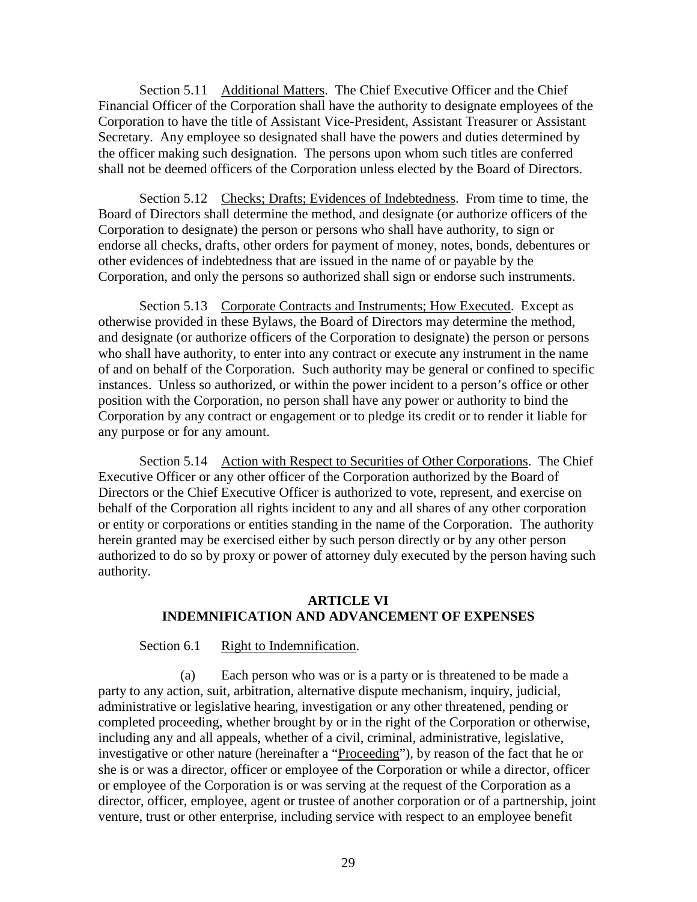Section 5.11 Additional Matters. The Chief Executive Officer and the Chief Financial Officer of the Corporation shall have the authority to designate employees of the Corporation to have the title of Assistant Vice-President, Assistant Treasurer or Assistant Secretary. Any employee so designated shall have the powers and duties determined by the officer making such designation. The persons upon whom such titles are conferred shall not be deemed officers of the Corporation unless elected by the Board of Directors.

Section 5.12 Checks; Drafts; Evidences of Indebtedness. From time to time, the Board of Directors shall determine the method, and designate (or authorize officers of the Corporation to designate) the person or persons who shall have authority, to sign or endorse all checks, drafts, other orders for payment of money, notes, bonds, debentures or other evidences of indebtedness that are issued in the name of or payable by the Corporation, and only the persons so authorized shall sign or endorse such instruments.

Section 5.13 Corporate Contracts and Instruments; How Executed. Except as otherwise provided in these Bylaws, the Board of Directors may determine the method, and designate (or authorize officers of the Corporation to designate) the person or persons who shall have authority, to enter into any contract or execute any instrument in the name of and on behalf of the Corporation. Such authority may be general or confined to specific instances. Unless so authorized, or within the power incident to a person's office or other position with the Corporation, no person shall have any power or authority to bind the Corporation by any contract or engagement or to pledge its credit or to render it liable for any purpose or for any amount.

Section 5.14 Action with Respect to Securities of Other Corporations. The Chief Executive Officer or any other officer of the Corporation authorized by the Board of Directors or the Chief Executive Officer is authorized to vote, represent, and exercise on behalf of the Corporation all rights incident to any and all shares of any other corporation or entity or corporations or entities standing in the name of the Corporation. The authority herein granted may be exercised either by such person directly or by any other person authorized to do so by proxy or power of attorney duly executed by the person having such authority.

## ARTICLE VI
## INDEMNIFICATION AND ADVANCEMENT OF EXPENSES

Section 6.1 Right to Indemnification.

(a) Each person who was or is a party or is threatened to be made a party to any action, suit, arbitration, alternative dispute mechanism, inquiry, judicial, administrative or legislative hearing, investigation or any other threatened, pending or completed proceeding, whether brought by or in the right of the Corporation or otherwise, including any and all appeals, whether of a civil, criminal, administrative, legislative, investigative or other nature (hereinafter a "Proceeding"), by reason of the fact that he or she is or was a director, officer or employee of the Corporation or while a director, officer or employee of the Corporation is or was serving at the request of the Corporation as a director, officer, employee, agent or trustee of another corporation or of a partnership, joint venture, trust or other enterprise, including service with respect to an employee benefit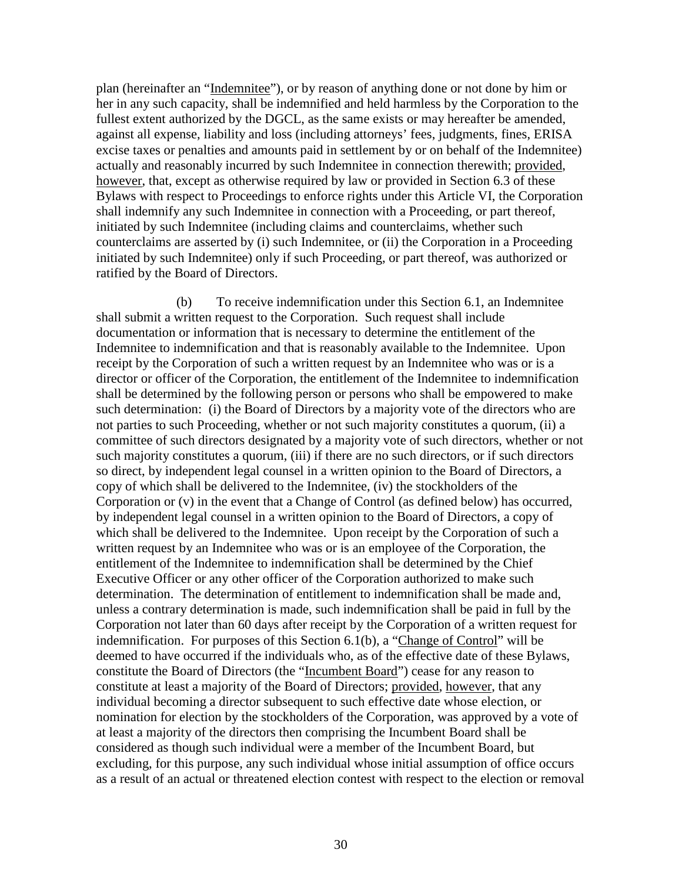plan (hereinafter an "Indemnitee"), or by reason of anything done or not done by him or her in any such capacity, shall be indemnified and held harmless by the Corporation to the fullest extent authorized by the DGCL, as the same exists or may hereafter be amended, against all expense, liability and loss (including attorneys' fees, judgments, fines, ERISA excise taxes or penalties and amounts paid in settlement by or on behalf of the Indemnitee) actually and reasonably incurred by such Indemnitee in connection therewith; provided, however, that, except as otherwise required by law or provided in Section 6.3 of these Bylaws with respect to Proceedings to enforce rights under this Article VI, the Corporation shall indemnify any such Indemnitee in connection with a Proceeding, or part thereof, initiated by such Indemnitee (including claims and counterclaims, whether such counterclaims are asserted by (i) such Indemnitee, or (ii) the Corporation in a Proceeding initiated by such Indemnitee) only if such Proceeding, or part thereof, was authorized or ratified by the Board of Directors.

(b) To receive indemnification under this Section 6.1, an Indemnitee shall submit a written request to the Corporation. Such request shall include documentation or information that is necessary to determine the entitlement of the Indemnitee to indemnification and that is reasonably available to the Indemnitee. Upon receipt by the Corporation of such a written request by an Indemnitee who was or is a director or officer of the Corporation, the entitlement of the Indemnitee to indemnification shall be determined by the following person or persons who shall be empowered to make such determination: (i) the Board of Directors by a majority vote of the directors who are not parties to such Proceeding, whether or not such majority constitutes a quorum, (ii) a committee of such directors designated by a majority vote of such directors, whether or not such majority constitutes a quorum, (iii) if there are no such directors, or if such directors so direct, by independent legal counsel in a written opinion to the Board of Directors, a copy of which shall be delivered to the Indemnitee, (iv) the stockholders of the Corporation or (v) in the event that a Change of Control (as defined below) has occurred, by independent legal counsel in a written opinion to the Board of Directors, a copy of which shall be delivered to the Indemnitee. Upon receipt by the Corporation of such a written request by an Indemnitee who was or is an employee of the Corporation, the entitlement of the Indemnitee to indemnification shall be determined by the Chief Executive Officer or any other officer of the Corporation authorized to make such determination. The determination of entitlement to indemnification shall be made and, unless a contrary determination is made, such indemnification shall be paid in full by the Corporation not later than 60 days after receipt by the Corporation of a written request for indemnification. For purposes of this Section 6.1(b), a "Change of Control" will be deemed to have occurred if the individuals who, as of the effective date of these Bylaws, constitute the Board of Directors (the "Incumbent Board") cease for any reason to constitute at least a majority of the Board of Directors; provided, however, that any individual becoming a director subsequent to such effective date whose election, or nomination for election by the stockholders of the Corporation, was approved by a vote of at least a majority of the directors then comprising the Incumbent Board shall be considered as though such individual were a member of the Incumbent Board, but excluding, for this purpose, any such individual whose initial assumption of office occurs as a result of an actual or threatened election contest with respect to the election or removal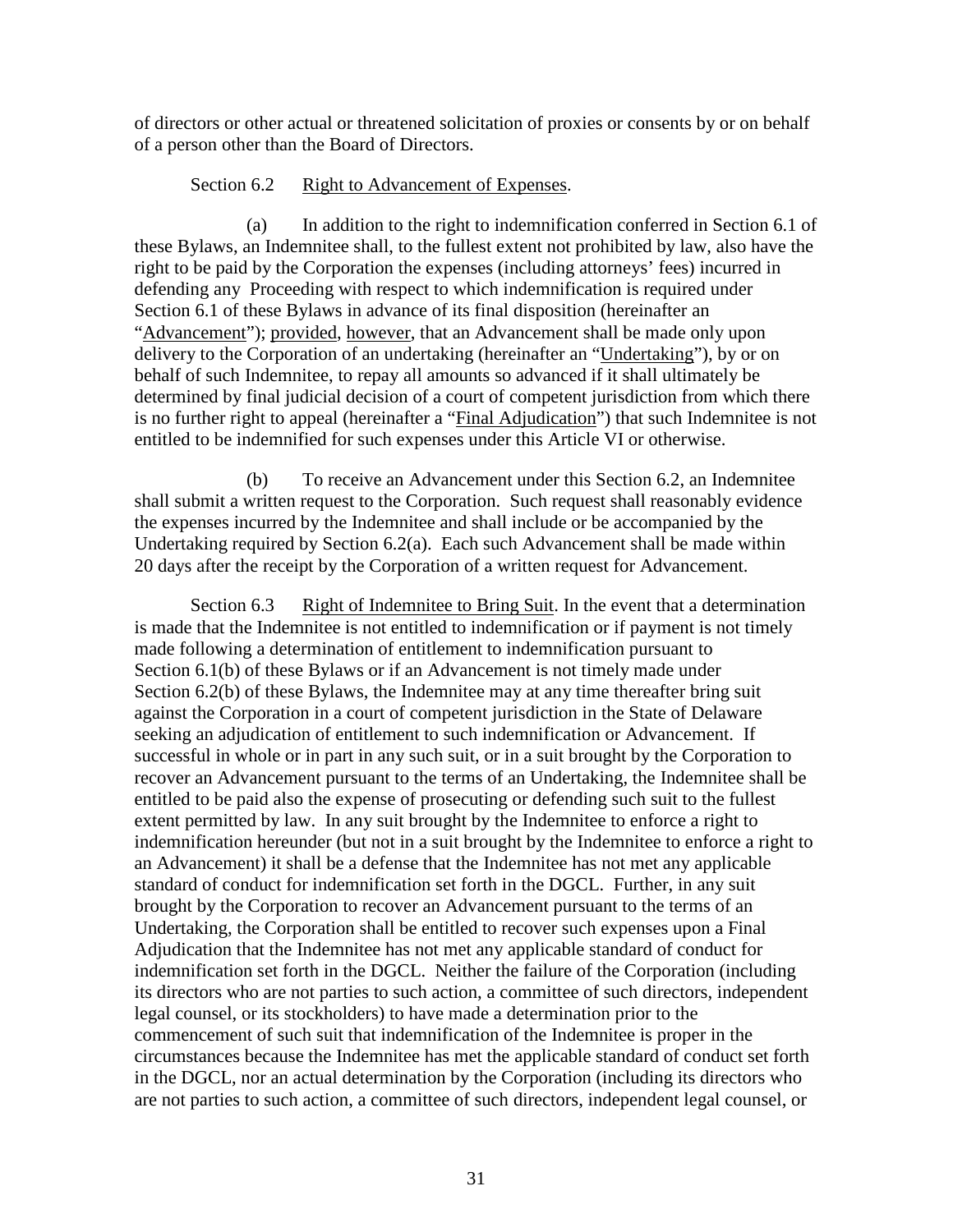of directors or other actual or threatened solicitation of proxies or consents by or on behalf of a person other than the Board of Directors.

Section 6.2 Right to Advancement of Expenses.

(a) In addition to the right to indemnification conferred in Section 6.1 of these Bylaws, an Indemnitee shall, to the fullest extent not prohibited by law, also have the right to be paid by the Corporation the expenses (including attorneys' fees) incurred in defending any Proceeding with respect to which indemnification is required under Section 6.1 of these Bylaws in advance of its final disposition (hereinafter an "Advancement"); provided, however, that an Advancement shall be made only upon delivery to the Corporation of an undertaking (hereinafter an "Undertaking"), by or on behalf of such Indemnitee, to repay all amounts so advanced if it shall ultimately be determined by final judicial decision of a court of competent jurisdiction from which there is no further right to appeal (hereinafter a "Final Adjudication") that such Indemnitee is not entitled to be indemnified for such expenses under this Article VI or otherwise.

(b) To receive an Advancement under this Section 6.2, an Indemnitee shall submit a written request to the Corporation. Such request shall reasonably evidence the expenses incurred by the Indemnitee and shall include or be accompanied by the Undertaking required by Section 6.2(a). Each such Advancement shall be made within 20 days after the receipt by the Corporation of a written request for Advancement.

Section 6.3 Right of Indemnitee to Bring Suit. In the event that a determination is made that the Indemnitee is not entitled to indemnification or if payment is not timely made following a determination of entitlement to indemnification pursuant to Section 6.1(b) of these Bylaws or if an Advancement is not timely made under Section 6.2(b) of these Bylaws, the Indemnitee may at any time thereafter bring suit against the Corporation in a court of competent jurisdiction in the State of Delaware seeking an adjudication of entitlement to such indemnification or Advancement. If successful in whole or in part in any such suit, or in a suit brought by the Corporation to recover an Advancement pursuant to the terms of an Undertaking, the Indemnitee shall be entitled to be paid also the expense of prosecuting or defending such suit to the fullest extent permitted by law. In any suit brought by the Indemnitee to enforce a right to indemnification hereunder (but not in a suit brought by the Indemnitee to enforce a right to an Advancement) it shall be a defense that the Indemnitee has not met any applicable standard of conduct for indemnification set forth in the DGCL. Further, in any suit brought by the Corporation to recover an Advancement pursuant to the terms of an Undertaking, the Corporation shall be entitled to recover such expenses upon a Final Adjudication that the Indemnitee has not met any applicable standard of conduct for indemnification set forth in the DGCL. Neither the failure of the Corporation (including its directors who are not parties to such action, a committee of such directors, independent legal counsel, or its stockholders) to have made a determination prior to the commencement of such suit that indemnification of the Indemnitee is proper in the circumstances because the Indemnitee has met the applicable standard of conduct set forth in the DGCL, nor an actual determination by the Corporation (including its directors who are not parties to such action, a committee of such directors, independent legal counsel, or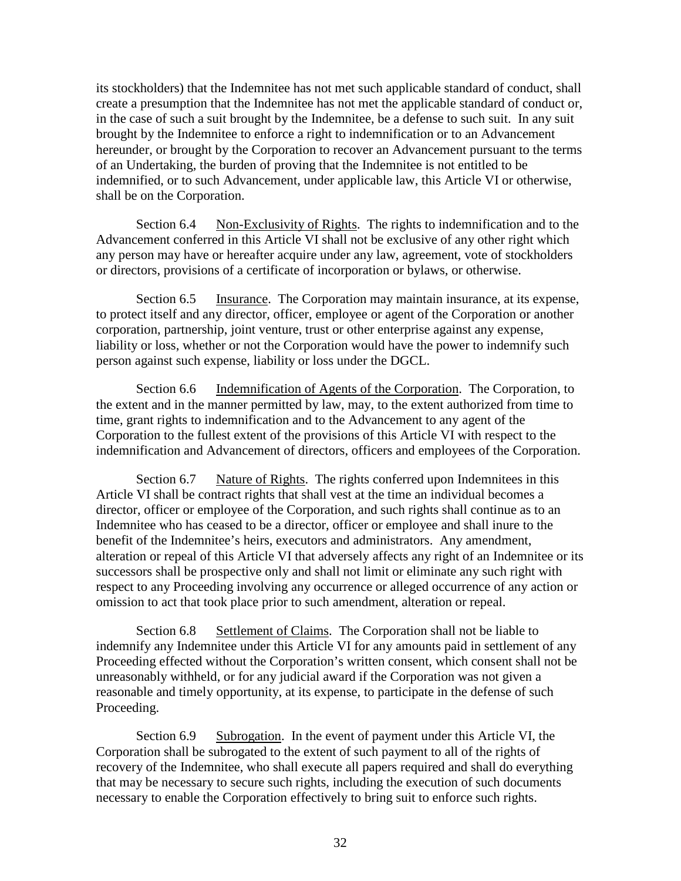its stockholders) that the Indemnitee has not met such applicable standard of conduct, shall create a presumption that the Indemnitee has not met the applicable standard of conduct or, in the case of such a suit brought by the Indemnitee, be a defense to such suit. In any suit brought by the Indemnitee to enforce a right to indemnification or to an Advancement hereunder, or brought by the Corporation to recover an Advancement pursuant to the terms of an Undertaking, the burden of proving that the Indemnitee is not entitled to be indemnified, or to such Advancement, under applicable law, this Article VI or otherwise, shall be on the Corporation.

Section 6.4 Non-Exclusivity of Rights. The rights to indemnification and to the Advancement conferred in this Article VI shall not be exclusive of any other right which any person may have or hereafter acquire under any law, agreement, vote of stockholders or directors, provisions of a certificate of incorporation or bylaws, or otherwise.

Section 6.5 Insurance. The Corporation may maintain insurance, at its expense, to protect itself and any director, officer, employee or agent of the Corporation or another corporation, partnership, joint venture, trust or other enterprise against any expense, liability or loss, whether or not the Corporation would have the power to indemnify such person against such expense, liability or loss under the DGCL.

Section 6.6 Indemnification of Agents of the Corporation. The Corporation, to the extent and in the manner permitted by law, may, to the extent authorized from time to time, grant rights to indemnification and to the Advancement to any agent of the Corporation to the fullest extent of the provisions of this Article VI with respect to the indemnification and Advancement of directors, officers and employees of the Corporation.

Section 6.7 Nature of Rights. The rights conferred upon Indemnitees in this Article VI shall be contract rights that shall vest at the time an individual becomes a director, officer or employee of the Corporation, and such rights shall continue as to an Indemnitee who has ceased to be a director, officer or employee and shall inure to the benefit of the Indemnitee's heirs, executors and administrators. Any amendment, alteration or repeal of this Article VI that adversely affects any right of an Indemnitee or its successors shall be prospective only and shall not limit or eliminate any such right with respect to any Proceeding involving any occurrence or alleged occurrence of any action or omission to act that took place prior to such amendment, alteration or repeal.

Section 6.8 Settlement of Claims. The Corporation shall not be liable to indemnify any Indemnitee under this Article VI for any amounts paid in settlement of any Proceeding effected without the Corporation's written consent, which consent shall not be unreasonably withheld, or for any judicial award if the Corporation was not given a reasonable and timely opportunity, at its expense, to participate in the defense of such Proceeding.

Section 6.9 Subrogation. In the event of payment under this Article VI, the Corporation shall be subrogated to the extent of such payment to all of the rights of recovery of the Indemnitee, who shall execute all papers required and shall do everything that may be necessary to secure such rights, including the execution of such documents necessary to enable the Corporation effectively to bring suit to enforce such rights.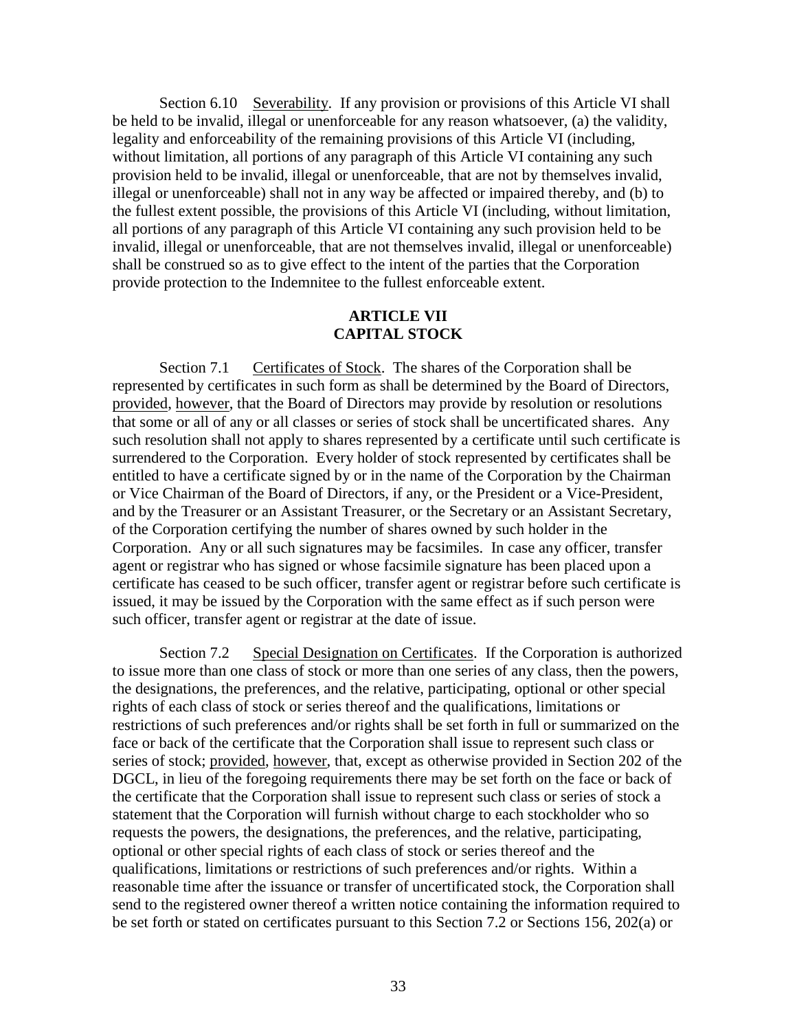Section 6.10 Severability. If any provision or provisions of this Article VI shall be held to be invalid, illegal or unenforceable for any reason whatsoever, (a) the validity, legality and enforceability of the remaining provisions of this Article VI (including, without limitation, all portions of any paragraph of this Article VI containing any such provision held to be invalid, illegal or unenforceable, that are not by themselves invalid, illegal or unenforceable) shall not in any way be affected or impaired thereby, and (b) to the fullest extent possible, the provisions of this Article VI (including, without limitation, all portions of any paragraph of this Article VI containing any such provision held to be invalid, illegal or unenforceable, that are not themselves invalid, illegal or unenforceable) shall be construed so as to give effect to the intent of the parties that the Corporation provide protection to the Indemnitee to the fullest enforceable extent.

## ARTICLE VII
## CAPITAL STOCK

Section 7.1 Certificates of Stock. The shares of the Corporation shall be represented by certificates in such form as shall be determined by the Board of Directors, provided, however, that the Board of Directors may provide by resolution or resolutions that some or all of any or all classes or series of stock shall be uncertificated shares. Any such resolution shall not apply to shares represented by a certificate until such certificate is surrendered to the Corporation. Every holder of stock represented by certificates shall be entitled to have a certificate signed by or in the name of the Corporation by the Chairman or Vice Chairman of the Board of Directors, if any, or the President or a Vice-President, and by the Treasurer or an Assistant Treasurer, or the Secretary or an Assistant Secretary, of the Corporation certifying the number of shares owned by such holder in the Corporation. Any or all such signatures may be facsimiles. In case any officer, transfer agent or registrar who has signed or whose facsimile signature has been placed upon a certificate has ceased to be such officer, transfer agent or registrar before such certificate is issued, it may be issued by the Corporation with the same effect as if such person were such officer, transfer agent or registrar at the date of issue.

Section 7.2 Special Designation on Certificates. If the Corporation is authorized to issue more than one class of stock or more than one series of any class, then the powers, the designations, the preferences, and the relative, participating, optional or other special rights of each class of stock or series thereof and the qualifications, limitations or restrictions of such preferences and/or rights shall be set forth in full or summarized on the face or back of the certificate that the Corporation shall issue to represent such class or series of stock; provided, however, that, except as otherwise provided in Section 202 of the DGCL, in lieu of the foregoing requirements there may be set forth on the face or back of the certificate that the Corporation shall issue to represent such class or series of stock a statement that the Corporation will furnish without charge to each stockholder who so requests the powers, the designations, the preferences, and the relative, participating, optional or other special rights of each class of stock or series thereof and the qualifications, limitations or restrictions of such preferences and/or rights. Within a reasonable time after the issuance or transfer of uncertificated stock, the Corporation shall send to the registered owner thereof a written notice containing the information required to be set forth or stated on certificates pursuant to this Section 7.2 or Sections 156, 202(a) or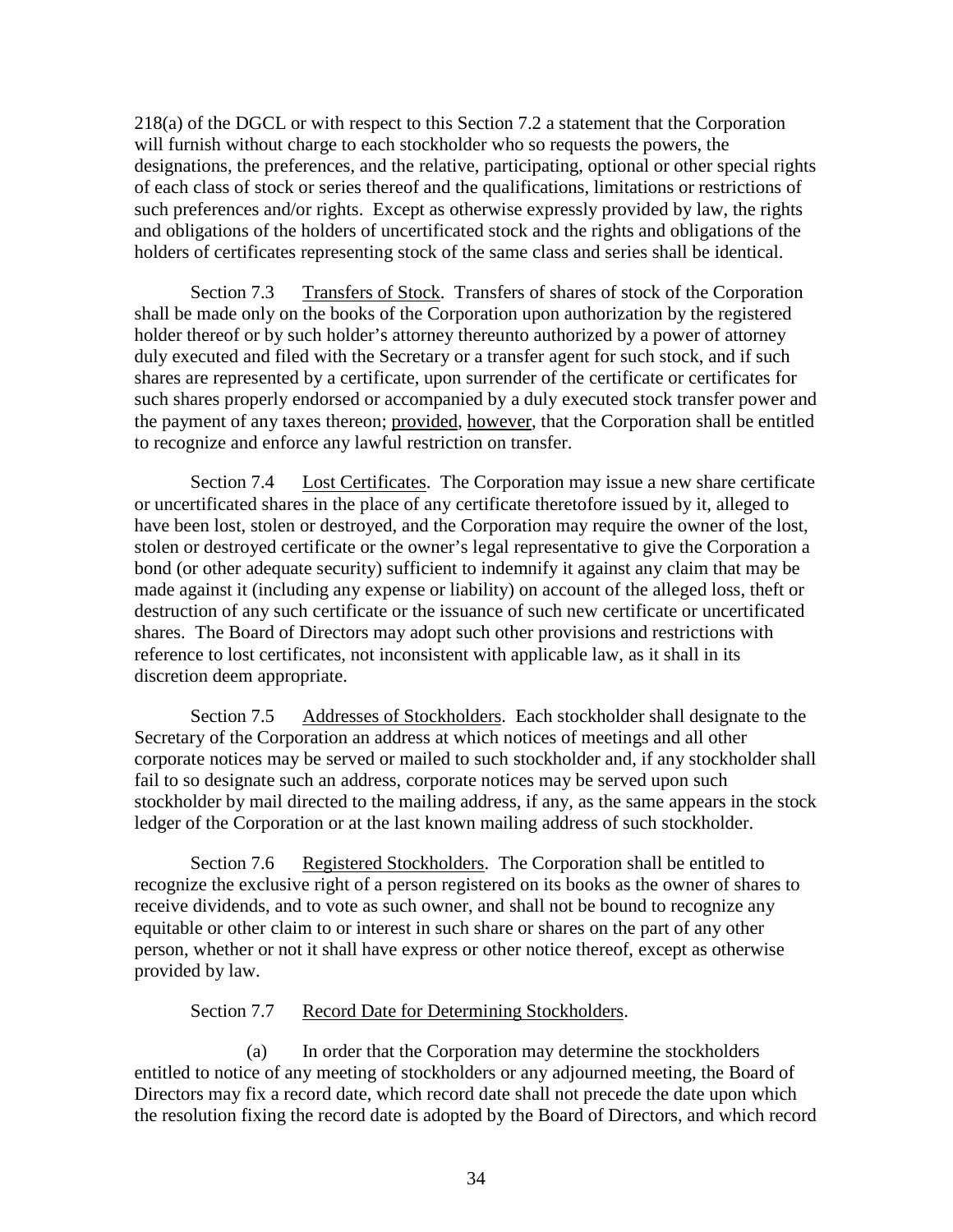218(a) of the DGCL or with respect to this Section 7.2 a statement that the Corporation will furnish without charge to each stockholder who so requests the powers, the designations, the preferences, and the relative, participating, optional or other special rights of each class of stock or series thereof and the qualifications, limitations or restrictions of such preferences and/or rights. Except as otherwise expressly provided by law, the rights and obligations of the holders of uncertificated stock and the rights and obligations of the holders of certificates representing stock of the same class and series shall be identical.

Section 7.3 Transfers of Stock. Transfers of shares of stock of the Corporation shall be made only on the books of the Corporation upon authorization by the registered holder thereof or by such holder's attorney thereunto authorized by a power of attorney duly executed and filed with the Secretary or a transfer agent for such stock, and if such shares are represented by a certificate, upon surrender of the certificate or certificates for such shares properly endorsed or accompanied by a duly executed stock transfer power and the payment of any taxes thereon; provided, however, that the Corporation shall be entitled to recognize and enforce any lawful restriction on transfer.

Section 7.4 Lost Certificates. The Corporation may issue a new share certificate or uncertificated shares in the place of any certificate theretofore issued by it, alleged to have been lost, stolen or destroyed, and the Corporation may require the owner of the lost, stolen or destroyed certificate or the owner's legal representative to give the Corporation a bond (or other adequate security) sufficient to indemnify it against any claim that may be made against it (including any expense or liability) on account of the alleged loss, theft or destruction of any such certificate or the issuance of such new certificate or uncertificated shares. The Board of Directors may adopt such other provisions and restrictions with reference to lost certificates, not inconsistent with applicable law, as it shall in its discretion deem appropriate.

Section 7.5 Addresses of Stockholders. Each stockholder shall designate to the Secretary of the Corporation an address at which notices of meetings and all other corporate notices may be served or mailed to such stockholder and, if any stockholder shall fail to so designate such an address, corporate notices may be served upon such stockholder by mail directed to the mailing address, if any, as the same appears in the stock ledger of the Corporation or at the last known mailing address of such stockholder.

Section 7.6 Registered Stockholders. The Corporation shall be entitled to recognize the exclusive right of a person registered on its books as the owner of shares to receive dividends, and to vote as such owner, and shall not be bound to recognize any equitable or other claim to or interest in such share or shares on the part of any other person, whether or not it shall have express or other notice thereof, except as otherwise provided by law.

Section 7.7 Record Date for Determining Stockholders.

(a) In order that the Corporation may determine the stockholders entitled to notice of any meeting of stockholders or any adjourned meeting, the Board of Directors may fix a record date, which record date shall not precede the date upon which the resolution fixing the record date is adopted by the Board of Directors, and which record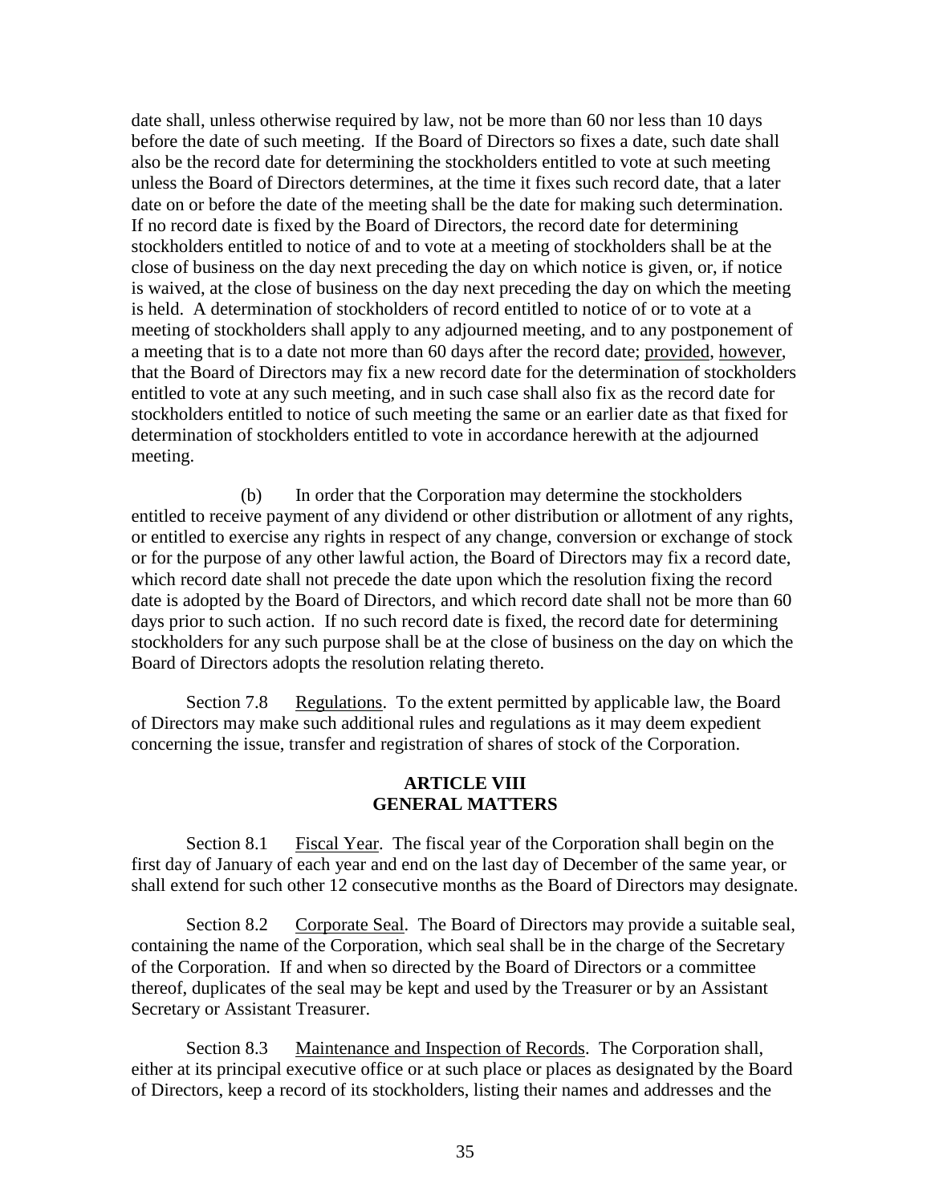date shall, unless otherwise required by law, not be more than 60 nor less than 10 days before the date of such meeting. If the Board of Directors so fixes a date, such date shall also be the record date for determining the stockholders entitled to vote at such meeting unless the Board of Directors determines, at the time it fixes such record date, that a later date on or before the date of the meeting shall be the date for making such determination. If no record date is fixed by the Board of Directors, the record date for determining stockholders entitled to notice of and to vote at a meeting of stockholders shall be at the close of business on the day next preceding the day on which notice is given, or, if notice is waived, at the close of business on the day next preceding the day on which the meeting is held. A determination of stockholders of record entitled to notice of or to vote at a meeting of stockholders shall apply to any adjourned meeting, and to any postponement of a meeting that is to a date not more than 60 days after the record date; provided, however, that the Board of Directors may fix a new record date for the determination of stockholders entitled to vote at any such meeting, and in such case shall also fix as the record date for stockholders entitled to notice of such meeting the same or an earlier date as that fixed for determination of stockholders entitled to vote in accordance herewith at the adjourned meeting.

(b) In order that the Corporation may determine the stockholders entitled to receive payment of any dividend or other distribution or allotment of any rights, or entitled to exercise any rights in respect of any change, conversion or exchange of stock or for the purpose of any other lawful action, the Board of Directors may fix a record date, which record date shall not precede the date upon which the resolution fixing the record date is adopted by the Board of Directors, and which record date shall not be more than 60 days prior to such action. If no such record date is fixed, the record date for determining stockholders for any such purpose shall be at the close of business on the day on which the Board of Directors adopts the resolution relating thereto.

Section 7.8 Regulations. To the extent permitted by applicable law, the Board of Directors may make such additional rules and regulations as it may deem expedient concerning the issue, transfer and registration of shares of stock of the Corporation.

## ARTICLE VIII
## GENERAL MATTERS

Section 8.1 Fiscal Year. The fiscal year of the Corporation shall begin on the first day of January of each year and end on the last day of December of the same year, or shall extend for such other 12 consecutive months as the Board of Directors may designate.

Section 8.2 Corporate Seal. The Board of Directors may provide a suitable seal, containing the name of the Corporation, which seal shall be in the charge of the Secretary of the Corporation. If and when so directed by the Board of Directors or a committee thereof, duplicates of the seal may be kept and used by the Treasurer or by an Assistant Secretary or Assistant Treasurer.

Section 8.3 Maintenance and Inspection of Records. The Corporation shall, either at its principal executive office or at such place or places as designated by the Board of Directors, keep a record of its stockholders, listing their names and addresses and the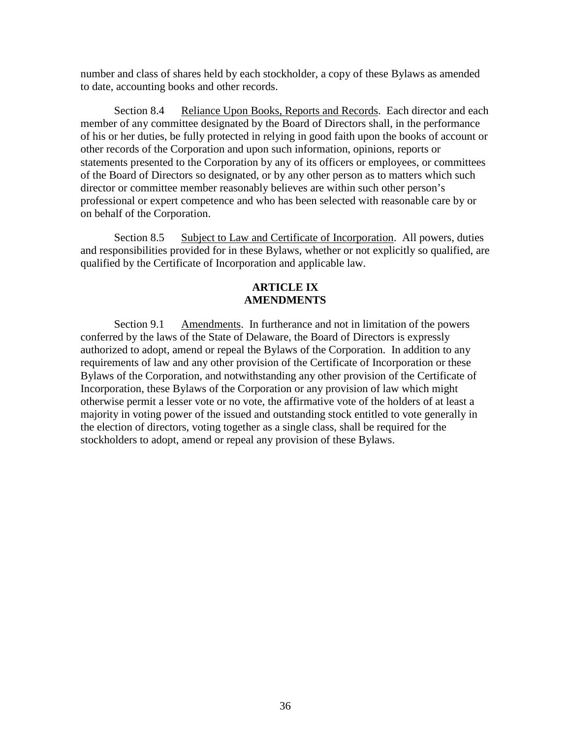number and class of shares held by each stockholder, a copy of these Bylaws as amended to date, accounting books and other records.

Section 8.4 Reliance Upon Books, Reports and Records. Each director and each member of any committee designated by the Board of Directors shall, in the performance of his or her duties, be fully protected in relying in good faith upon the books of account or other records of the Corporation and upon such information, opinions, reports or statements presented to the Corporation by any of its officers or employees, or committees of the Board of Directors so designated, or by any other person as to matters which such director or committee member reasonably believes are within such other person's professional or expert competence and who has been selected with reasonable care by or on behalf of the Corporation.

Section 8.5 Subject to Law and Certificate of Incorporation. All powers, duties and responsibilities provided for in these Bylaws, whether or not explicitly so qualified, are qualified by the Certificate of Incorporation and applicable law.

## ARTICLE IX AMENDMENTS

Section 9.1 Amendments. In furtherance and not in limitation of the powers conferred by the laws of the State of Delaware, the Board of Directors is expressly authorized to adopt, amend or repeal the Bylaws of the Corporation. In addition to any requirements of law and any other provision of the Certificate of Incorporation or these Bylaws of the Corporation, and notwithstanding any other provision of the Certificate of Incorporation, these Bylaws of the Corporation or any provision of law which might otherwise permit a lesser vote or no vote, the affirmative vote of the holders of at least a majority in voting power of the issued and outstanding stock entitled to vote generally in the election of directors, voting together as a single class, shall be required for the stockholders to adopt, amend or repeal any provision of these Bylaws.